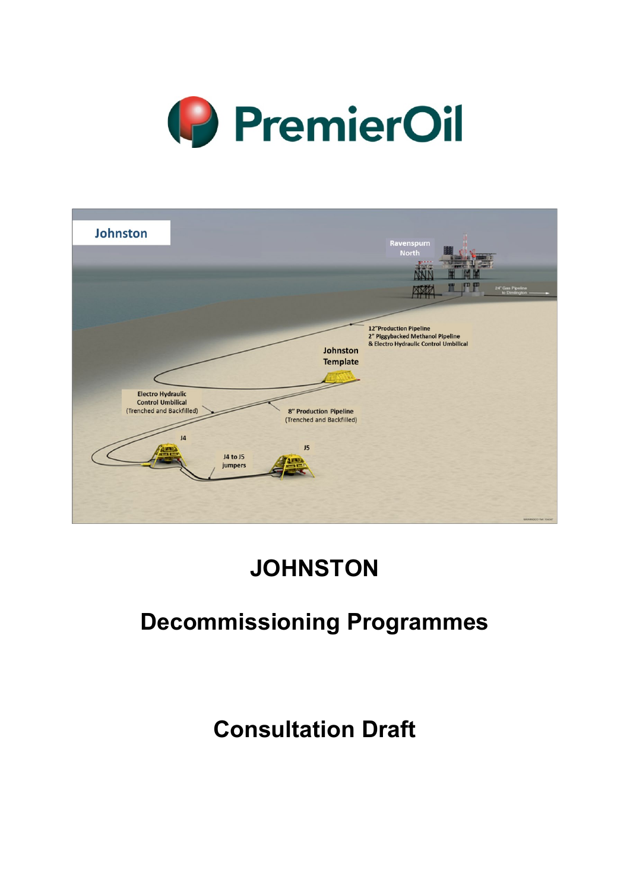# JOHNSTON

## Decommissioning Programmes

## Consultation Draft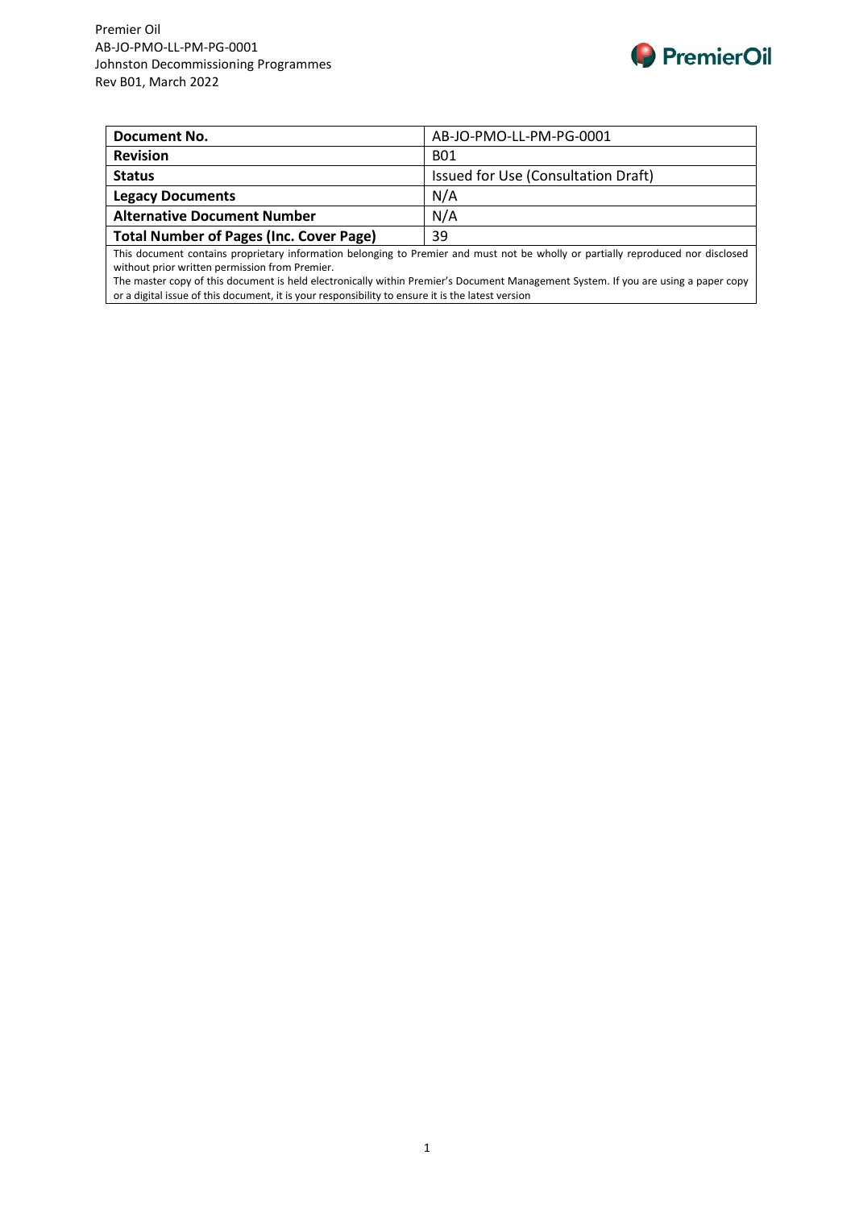| Document No. | AB-JO-PMO-LL-PM-PG-0001 |
| --- | --- |
| **Revision** | B01 |
| **Status** | Issued for Use (Consultation Draft) |
| **Legacy Documents** | N/A |
| **Alternative Document Number** | N/A |
| **Total Number of Pages (Inc. Cover Page)** | 39 |

This document contains proprietary information belonging to Premier and must not be wholly or partially reproduced nor disclosed without prior written permission from Premier.

The master copy of this document is held electronically within Premier's Document Management System. If you are using a paper copy or a digital issue of this document, it is your responsibility to ensure it is the latest version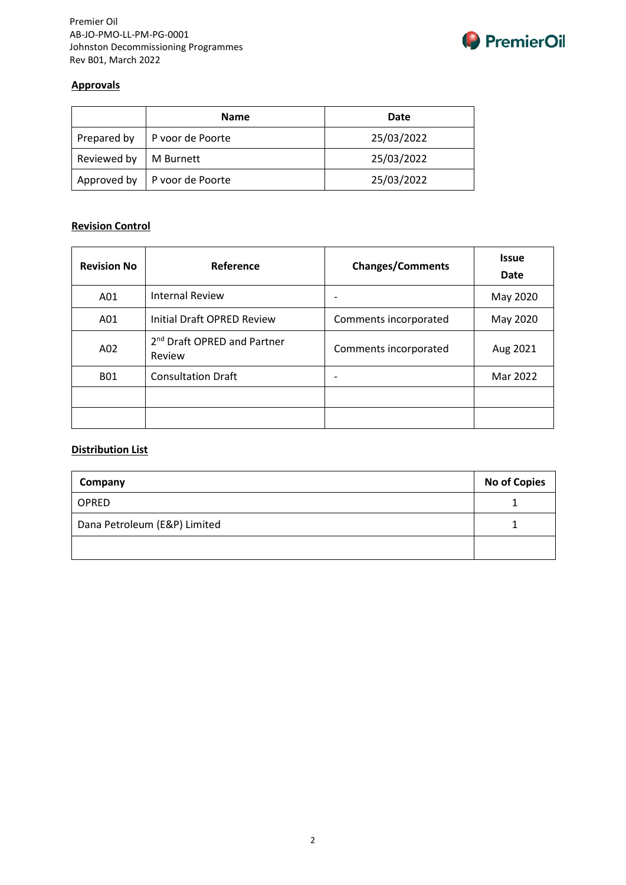## Approvals

| | Name | Date |
|---|---|---|
| Prepared by | P voor de Poorte | 25/03/2022 |
| Reviewed by | M Burnett | 25/03/2022 |
| Approved by | P voor de Poorte | 25/03/2022 |

## Revision Control

| Revision No | Reference | Changes/Comments | Issue Date |
|---|---|---|---|
| A01 | Internal Review | - | May 2020 |
| A01 | Initial Draft OPRED Review | Comments incorporated | May 2020 |
| A02 | 2nd Draft OPRED and Partner Review | Comments incorporated | Aug 2021 |
| B01 | Consultation Draft | - | Mar 2022 |
| | | | |
| | | | |

## Distribution List

| Company | No of Copies |
|---|---|
| OPRED | 1 |
| Dana Petroleum (E&P) Limited | 1 |
| | |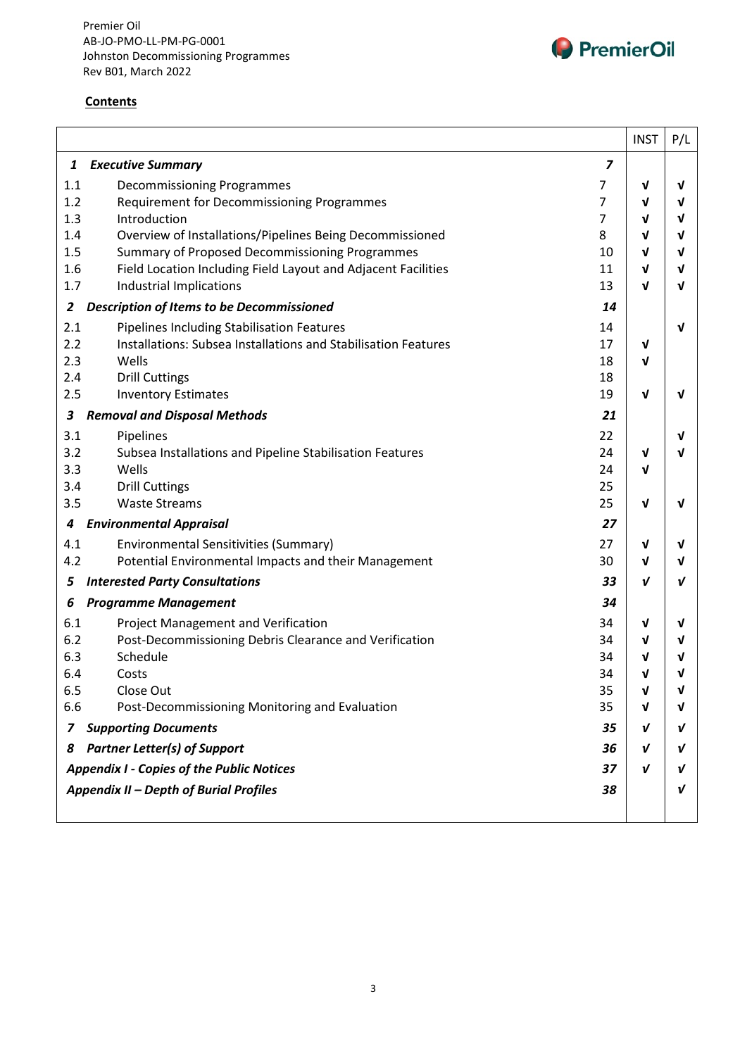## Contents

| | | | INST | P/L |
|---|---|---|---|---|
| ***1*** | ***Executive Summary*** | ***7*** | | |
| 1.1 | Decommissioning Programmes | 7 | √ | √ |
| 1.2 | Requirement for Decommissioning Programmes | 7 | √ | √ |
| 1.3 | Introduction | 7 | √ | √ |
| 1.4 | Overview of Installations/Pipelines Being Decommissioned | 8 | √ | √ |
| 1.5 | Summary of Proposed Decommissioning Programmes | 10 | √ | √ |
| 1.6 | Field Location Including Field Layout and Adjacent Facilities | 11 | √ | √ |
| 1.7 | Industrial Implications | 13 | √ | √ |
| ***2*** | ***Description of Items to be Decommissioned*** | ***14*** | | |
| 2.1 | Pipelines Including Stabilisation Features | 14 | | √ |
| 2.2 | Installations: Subsea Installations and Stabilisation Features | 17 | √ | |
| 2.3 | Wells | 18 | √ | |
| 2.4 | Drill Cuttings | 18 | | |
| 2.5 | Inventory Estimates | 19 | √ | √ |
| ***3*** | ***Removal and Disposal Methods*** | ***21*** | | |
| 3.1 | Pipelines | 22 | | √ |
| 3.2 | Subsea Installations and Pipeline Stabilisation Features | 24 | √ | √ |
| 3.3 | Wells | 24 | √ | |
| 3.4 | Drill Cuttings | 25 | | |
| 3.5 | Waste Streams | 25 | √ | √ |
| ***4*** | ***Environmental Appraisal*** | ***27*** | | |
| 4.1 | Environmental Sensitivities (Summary) | 27 | √ | √ |
| 4.2 | Potential Environmental Impacts and their Management | 30 | √ | √ |
| ***5*** | ***Interested Party Consultations*** | ***33*** | √ | √ |
| ***6*** | ***Programme Management*** | ***34*** | | |
| 6.1 | Project Management and Verification | 34 | √ | √ |
| 6.2 | Post-Decommissioning Debris Clearance and Verification | 34 | √ | √ |
| 6.3 | Schedule | 34 | √ | √ |
| 6.4 | Costs | 34 | √ | √ |
| 6.5 | Close Out | 35 | √ | √ |
| 6.6 | Post-Decommissioning Monitoring and Evaluation | 35 | √ | √ |
| ***7*** | ***Supporting Documents*** | ***35*** | √ | √ |
| ***8*** | ***Partner Letter(s) of Support*** | ***36*** | √ | √ |
| ***Appendix I - Copies of the Public Notices*** | | ***37*** | √ | √ |
| ***Appendix II – Depth of Burial Profiles*** | | ***38*** | | √ |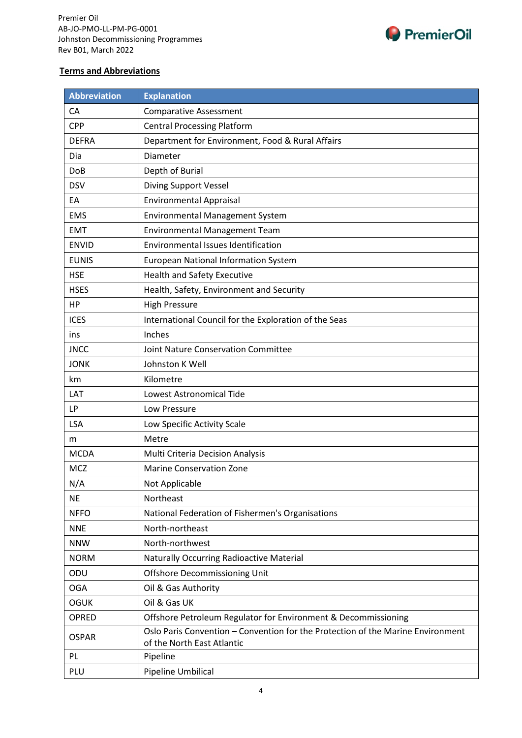**Terms and Abbreviations**

| Abbreviation | Explanation |
|---|---|
| CA | Comparative Assessment |
| CPP | Central Processing Platform |
| DEFRA | Department for Environment, Food & Rural Affairs |
| Dia | Diameter |
| DoB | Depth of Burial |
| DSV | Diving Support Vessel |
| EA | Environmental Appraisal |
| EMS | Environmental Management System |
| EMT | Environmental Management Team |
| ENVID | Environmental Issues Identification |
| EUNIS | European National Information System |
| HSE | Health and Safety Executive |
| HSES | Health, Safety, Environment and Security |
| HP | High Pressure |
| ICES | International Council for the Exploration of the Seas |
| ins | Inches |
| JNCC | Joint Nature Conservation Committee |
| JONK | Johnston K Well |
| km | Kilometre |
| LAT | Lowest Astronomical Tide |
| LP | Low Pressure |
| LSA | Low Specific Activity Scale |
| m | Metre |
| MCDA | Multi Criteria Decision Analysis |
| MCZ | Marine Conservation Zone |
| N/A | Not Applicable |
| NE | Northeast |
| NFFO | National Federation of Fishermen's Organisations |
| NNE | North-northeast |
| NNW | North-northwest |
| NORM | Naturally Occurring Radioactive Material |
| ODU | Offshore Decommissioning Unit |
| OGA | Oil & Gas Authority |
| OGUK | Oil & Gas UK |
| OPRED | Offshore Petroleum Regulator for Environment & Decommissioning |
| OSPAR | Oslo Paris Convention – Convention for the Protection of the Marine Environment of the North East Atlantic |
| PL | Pipeline |
| PLU | Pipeline Umbilical |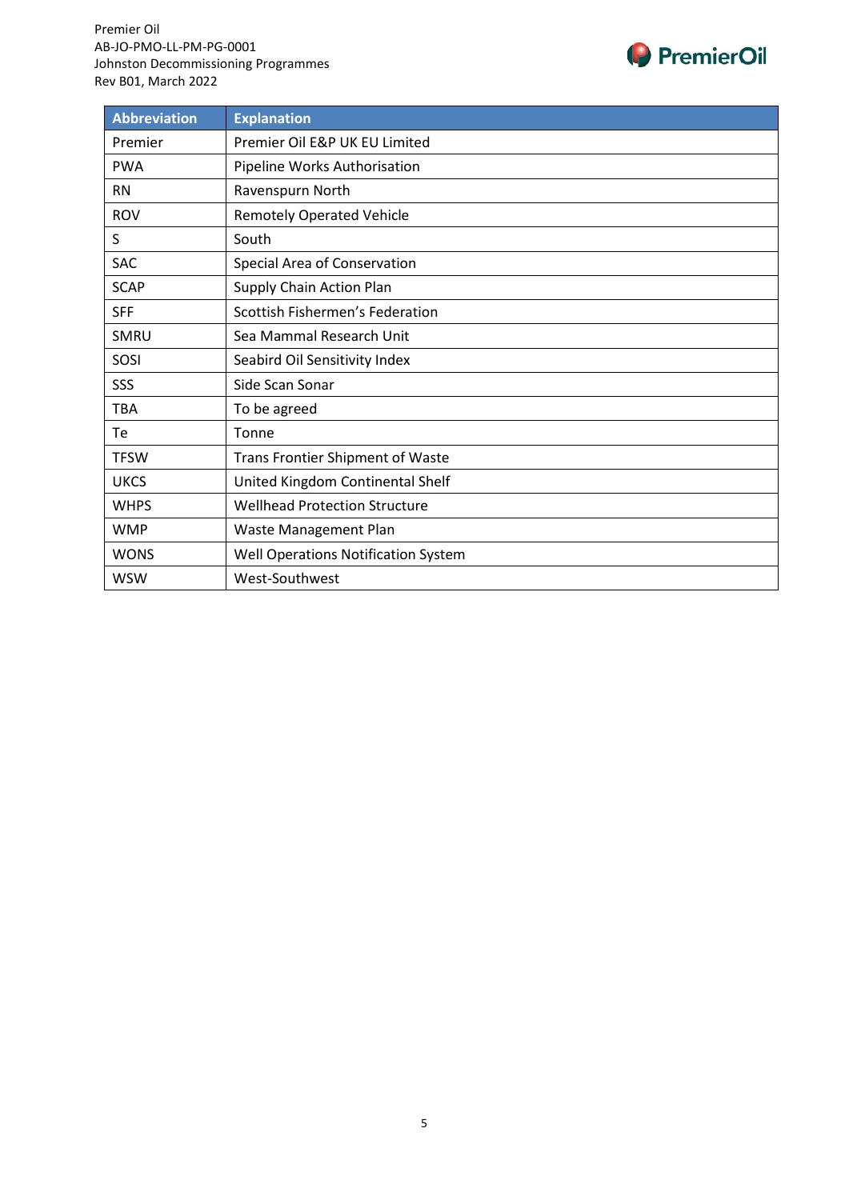| Abbreviation | Explanation |
|---|---|
| Premier | Premier Oil E&P UK EU Limited |
| PWA | Pipeline Works Authorisation |
| RN | Ravenspurn North |
| ROV | Remotely Operated Vehicle |
| S | South |
| SAC | Special Area of Conservation |
| SCAP | Supply Chain Action Plan |
| SFF | Scottish Fishermen's Federation |
| SMRU | Sea Mammal Research Unit |
| SOSI | Seabird Oil Sensitivity Index |
| SSS | Side Scan Sonar |
| TBA | To be agreed |
| Te | Tonne |
| TFSW | Trans Frontier Shipment of Waste |
| UKCS | United Kingdom Continental Shelf |
| WHPS | Wellhead Protection Structure |
| WMP | Waste Management Plan |
| WONS | Well Operations Notification System |
| WSW | West-Southwest |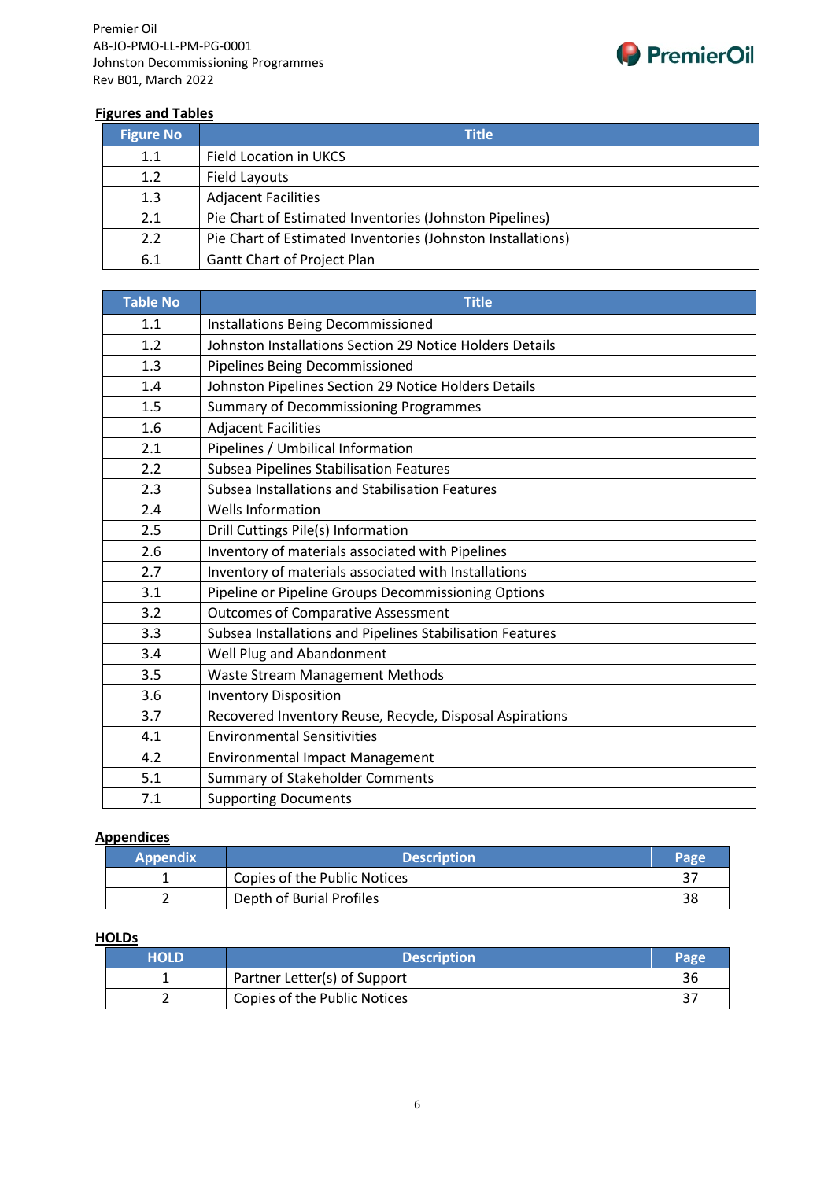## Figures and Tables

| Figure No | Title |
|---|---|
| 1.1 | Field Location in UKCS |
| 1.2 | Field Layouts |
| 1.3 | Adjacent Facilities |
| 2.1 | Pie Chart of Estimated Inventories (Johnston Pipelines) |
| 2.2 | Pie Chart of Estimated Inventories (Johnston Installations) |
| 6.1 | Gantt Chart of Project Plan |

| Table No | Title |
|---|---|
| 1.1 | Installations Being Decommissioned |
| 1.2 | Johnston Installations Section 29 Notice Holders Details |
| 1.3 | Pipelines Being Decommissioned |
| 1.4 | Johnston Pipelines Section 29 Notice Holders Details |
| 1.5 | Summary of Decommissioning Programmes |
| 1.6 | Adjacent Facilities |
| 2.1 | Pipelines / Umbilical Information |
| 2.2 | Subsea Pipelines Stabilisation Features |
| 2.3 | Subsea Installations and Stabilisation Features |
| 2.4 | Wells Information |
| 2.5 | Drill Cuttings Pile(s) Information |
| 2.6 | Inventory of materials associated with Pipelines |
| 2.7 | Inventory of materials associated with Installations |
| 3.1 | Pipeline or Pipeline Groups Decommissioning Options |
| 3.2 | Outcomes of Comparative Assessment |
| 3.3 | Subsea Installations and Pipelines Stabilisation Features |
| 3.4 | Well Plug and Abandonment |
| 3.5 | Waste Stream Management Methods |
| 3.6 | Inventory Disposition |
| 3.7 | Recovered Inventory Reuse, Recycle, Disposal Aspirations |
| 4.1 | Environmental Sensitivities |
| 4.2 | Environmental Impact Management |
| 5.1 | Summary of Stakeholder Comments |
| 7.1 | Supporting Documents |

## Appendices

| Appendix | Description | Page |
|---|---|---|
| 1 | Copies of the Public Notices | 37 |
| 2 | Depth of Burial Profiles | 38 |

## HOLDs

| HOLD | Description | Page |
|---|---|---|
| 1 | Partner Letter(s) of Support | 36 |
| 2 | Copies of the Public Notices | 37 |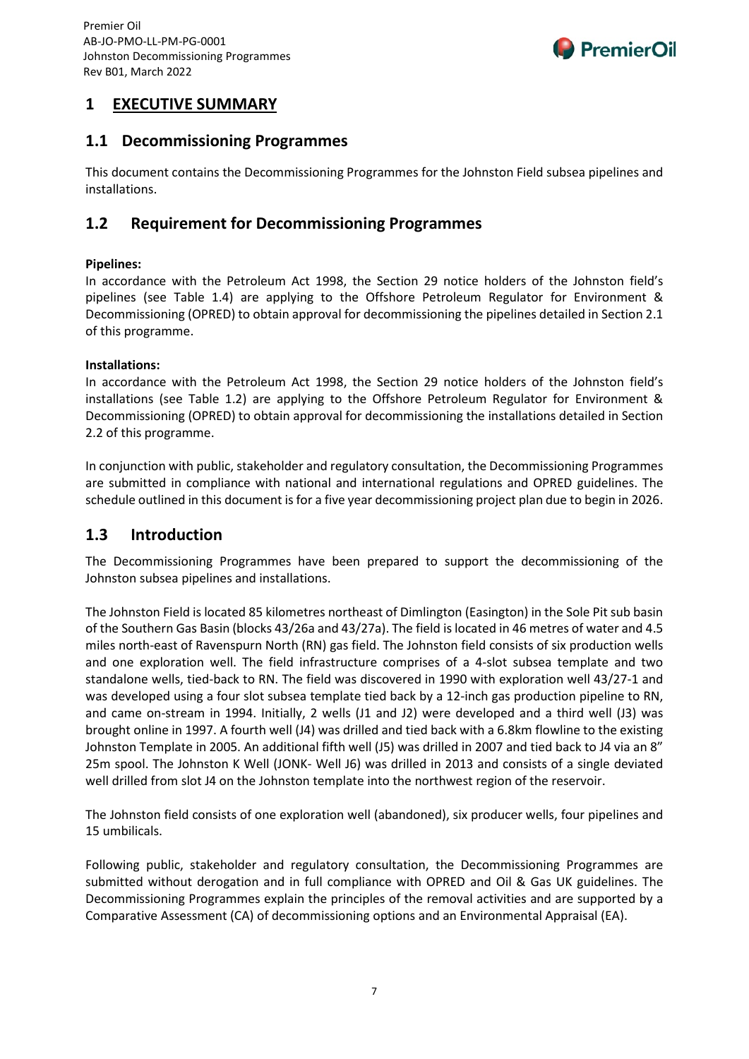# 1 EXECUTIVE SUMMARY

## 1.1 Decommissioning Programmes

This document contains the Decommissioning Programmes for the Johnston Field subsea pipelines and installations.

## 1.2 Requirement for Decommissioning Programmes

**Pipelines:**

In accordance with the Petroleum Act 1998, the Section 29 notice holders of the Johnston field's pipelines (see Table 1.4) are applying to the Offshore Petroleum Regulator for Environment & Decommissioning (OPRED) to obtain approval for decommissioning the pipelines detailed in Section 2.1 of this programme.

**Installations:**

In accordance with the Petroleum Act 1998, the Section 29 notice holders of the Johnston field's installations (see Table 1.2) are applying to the Offshore Petroleum Regulator for Environment & Decommissioning (OPRED) to obtain approval for decommissioning the installations detailed in Section 2.2 of this programme.

In conjunction with public, stakeholder and regulatory consultation, the Decommissioning Programmes are submitted in compliance with national and international regulations and OPRED guidelines. The schedule outlined in this document is for a five year decommissioning project plan due to begin in 2026.

## 1.3 Introduction

The Decommissioning Programmes have been prepared to support the decommissioning of the Johnston subsea pipelines and installations.

The Johnston Field is located 85 kilometres northeast of Dimlington (Easington) in the Sole Pit sub basin of the Southern Gas Basin (blocks 43/26a and 43/27a). The field is located in 46 metres of water and 4.5 miles north-east of Ravenspurn North (RN) gas field. The Johnston field consists of six production wells and one exploration well. The field infrastructure comprises of a 4-slot subsea template and two standalone wells, tied-back to RN. The field was discovered in 1990 with exploration well 43/27-1 and was developed using a four slot subsea template tied back by a 12-inch gas production pipeline to RN, and came on-stream in 1994. Initially, 2 wells (J1 and J2) were developed and a third well (J3) was brought online in 1997. A fourth well (J4) was drilled and tied back with a 6.8km flowline to the existing Johnston Template in 2005. An additional fifth well (J5) was drilled in 2007 and tied back to J4 via an 8" 25m spool. The Johnston K Well (JONK- Well J6) was drilled in 2013 and consists of a single deviated well drilled from slot J4 on the Johnston template into the northwest region of the reservoir.

The Johnston field consists of one exploration well (abandoned), six producer wells, four pipelines and 15 umbilicals.

Following public, stakeholder and regulatory consultation, the Decommissioning Programmes are submitted without derogation and in full compliance with OPRED and Oil & Gas UK guidelines. The Decommissioning Programmes explain the principles of the removal activities and are supported by a Comparative Assessment (CA) of decommissioning options and an Environmental Appraisal (EA).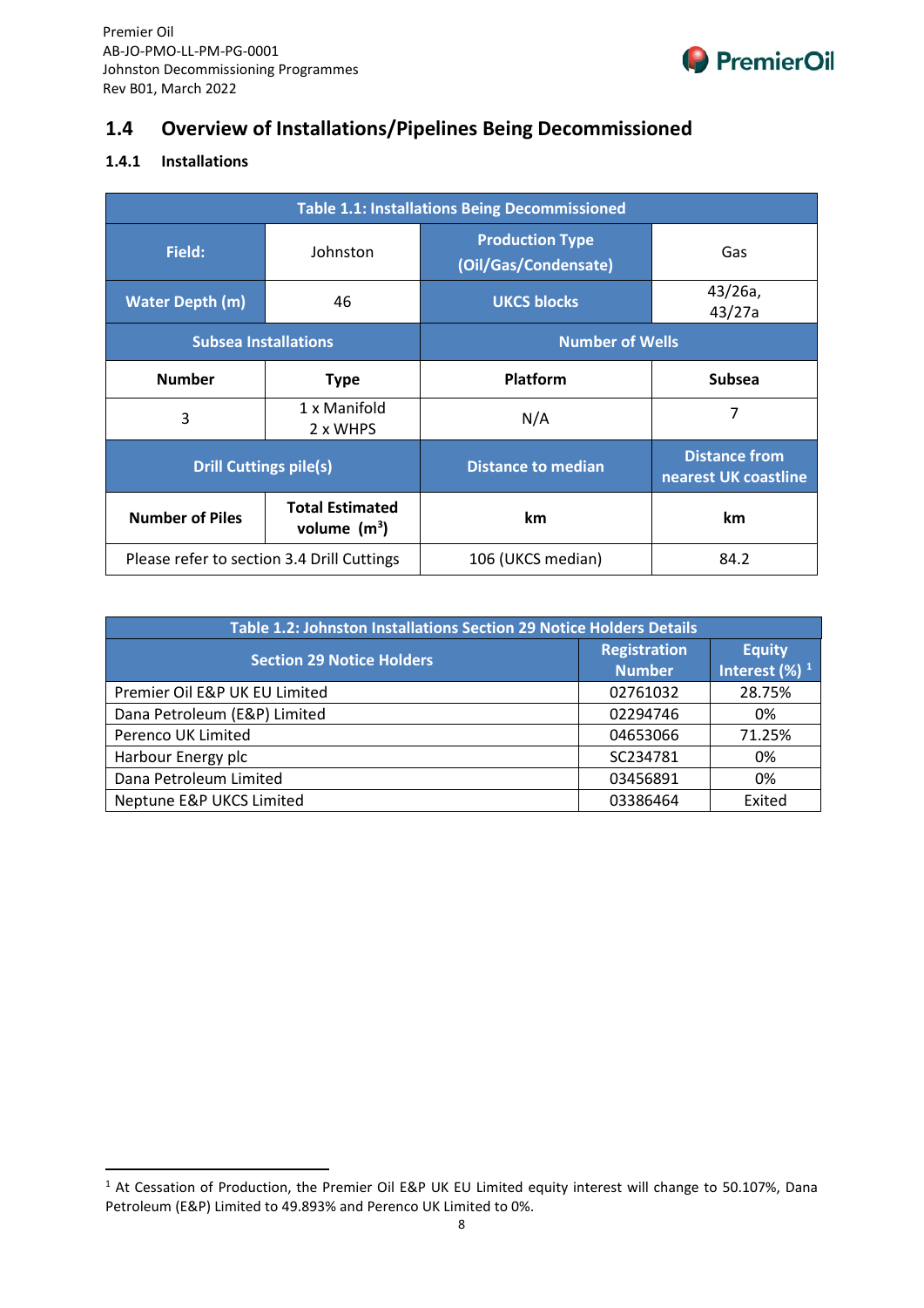## 1.4 Overview of Installations/Pipelines Being Decommissioned

### 1.4.1 Installations

| Table 1.1: Installations Being Decommissioned | | | |
|---|---|---|---|
| **Field:** | Johnston | **Production Type (Oil/Gas/Condensate)** | Gas |
| **Water Depth (m)** | 46 | **UKCS blocks** | 43/26a, 43/27a |
| **Subsea Installations** | | **Number of Wells** | |
| **Number** | **Type** | **Platform** | **Subsea** |
| 3 | 1 x Manifold<br>2 x WHPS | N/A | 7 |
| **Drill Cuttings pile(s)** | | **Distance to median** | **Distance from nearest UK coastline** |
| **Number of Piles** | **Total Estimated volume ($m^3$)** | **km** | **km** |
| Please refer to section 3.4 Drill Cuttings | | 106 (UKCS median) | 84.2 |

| Table 1.2: Johnston Installations Section 29 Notice Holders Details | | |
|---|---|---|
| **Section 29 Notice Holders** | **Registration Number** | **Equity Interest (%)** [1] |
| Premier Oil E&P UK EU Limited | 02761032 | 28.75% |
| Dana Petroleum (E&P) Limited | 02294746 | 0% |
| Perenco UK Limited | 04653066 | 71.25% |
| Harbour Energy plc | SC234781 | 0% |
| Dana Petroleum Limited | 03456891 | 0% |
| Neptune E&P UKCS Limited | 03386464 | Exited |

[1] At Cessation of Production, the Premier Oil E&P UK EU Limited equity interest will change to 50.107%, Dana Petroleum (E&P) Limited to 49.893% and Perenco UK Limited to 0%.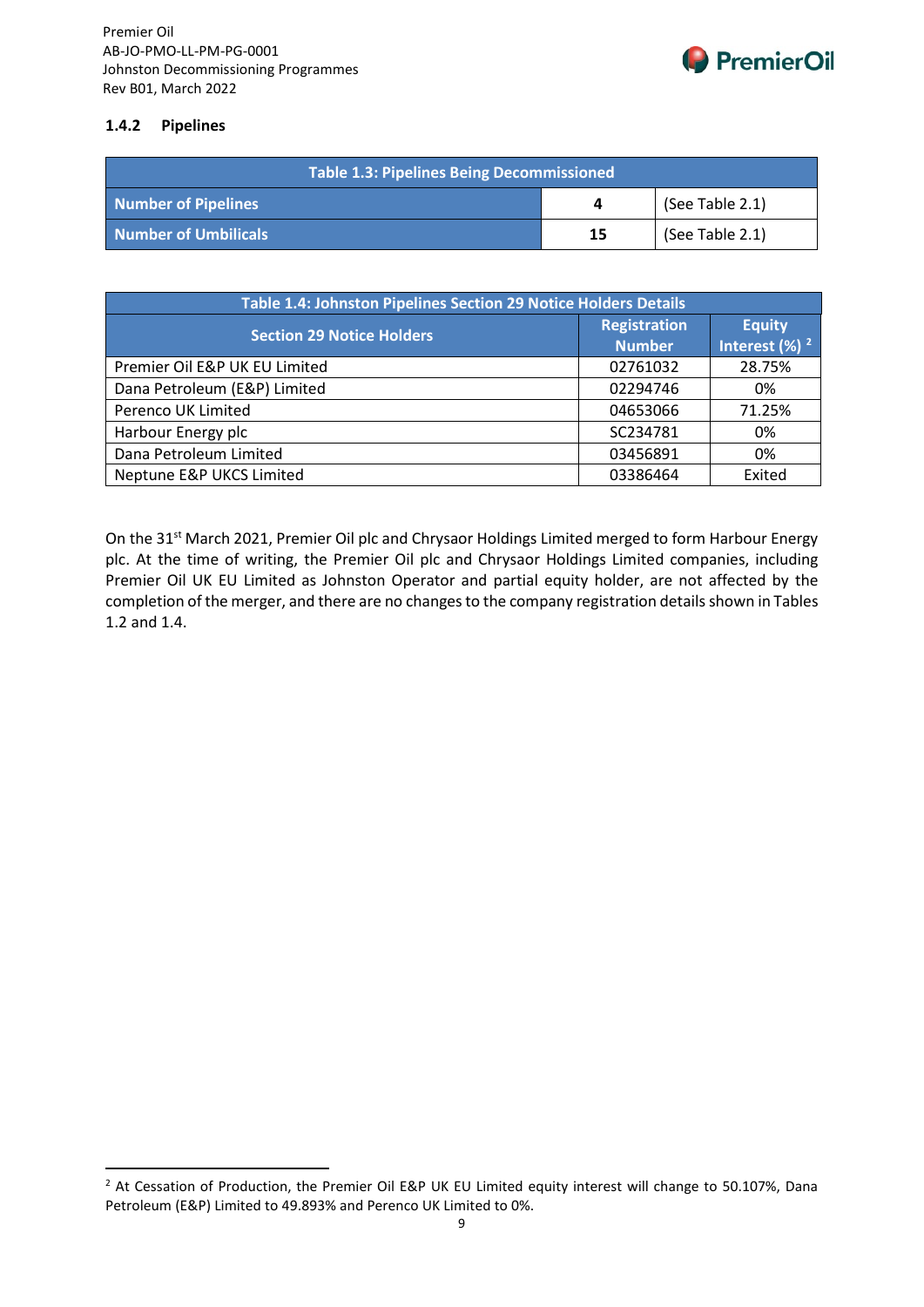### 1.4.2 Pipelines

| Table 1.3: Pipelines Being Decommissioned | | |
|---|---|---|
| **Number of Pipelines** | **4** | (See Table 2.1) |
| **Number of Umbilicals** | **15** | (See Table 2.1) |

| Table 1.4: Johnston Pipelines Section 29 Notice Holders Details | | |
|---|---|---|
| **Section 29 Notice Holders** | **Registration Number** | **Equity Interest (%) [2]** |
| Premier Oil E&P UK EU Limited | 02761032 | 28.75% |
| Dana Petroleum (E&P) Limited | 02294746 | 0% |
| Perenco UK Limited | 04653066 | 71.25% |
| Harbour Energy plc | SC234781 | 0% |
| Dana Petroleum Limited | 03456891 | 0% |
| Neptune E&P UKCS Limited | 03386464 | Exited |

On the 31st March 2021, Premier Oil plc and Chrysaor Holdings Limited merged to form Harbour Energy plc. At the time of writing, the Premier Oil plc and Chrysaor Holdings Limited companies, including Premier Oil UK EU Limited as Johnston Operator and partial equity holder, are not affected by the completion of the merger, and there are no changes to the company registration details shown in Tables 1.2 and 1.4.

[2] At Cessation of Production, the Premier Oil E&P UK EU Limited equity interest will change to 50.107%, Dana Petroleum (E&P) Limited to 49.893% and Perenco UK Limited to 0%.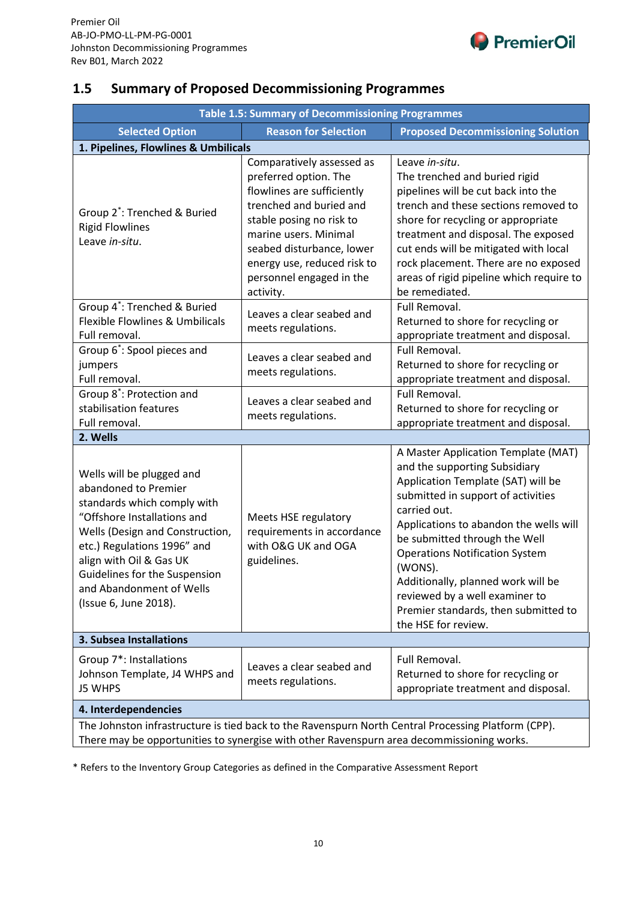## 1.5 Summary of Proposed Decommissioning Programmes

| Table 1.5: Summary of Decommissioning Programmes | | |
|---|---|---|
| **Selected Option** | **Reason for Selection** | **Proposed Decommissioning Solution** |
| **1. Pipelines, Flowlines & Umbilicals** | | |
| Group 2*: Trenched & Buried Rigid Flowlines<br>Leave *in-situ*. | Comparatively assessed as preferred option. The flowlines are sufficiently trenched and buried and stable posing no risk to marine users. Minimal seabed disturbance, lower energy use, reduced risk to personnel engaged in the activity. | Leave *in-situ*.<br>The trenched and buried rigid pipelines will be cut back into the trench and these sections removed to shore for recycling or appropriate treatment and disposal. The exposed cut ends will be mitigated with local rock placement. There are no exposed areas of rigid pipeline which require to be remediated. |
| Group 4*: Trenched & Buried Flexible Flowlines & Umbilicals<br>Full removal. | Leaves a clear seabed and meets regulations. | Full Removal.<br>Returned to shore for recycling or appropriate treatment and disposal. |
| Group 6*: Spool pieces and jumpers<br>Full removal. | Leaves a clear seabed and meets regulations. | Full Removal.<br>Returned to shore for recycling or appropriate treatment and disposal. |
| Group 8*: Protection and stabilisation features<br>Full removal. | Leaves a clear seabed and meets regulations. | Full Removal.<br>Returned to shore for recycling or appropriate treatment and disposal. |
| **2. Wells** | | |
| Wells will be plugged and abandoned to Premier standards which comply with "Offshore Installations and Wells (Design and Construction, etc.) Regulations 1996" and align with Oil & Gas UK Guidelines for the Suspension and Abandonment of Wells (Issue 6, June 2018). | Meets HSE regulatory requirements in accordance with O&G UK and OGA guidelines. | A Master Application Template (MAT) and the supporting Subsidiary Application Template (SAT) will be submitted in support of activities carried out.<br>Applications to abandon the wells will be submitted through the Well Operations Notification System (WONS).<br>Additionally, planned work will be reviewed by a well examiner to Premier standards, then submitted to the HSE for review. |
| **3. Subsea Installations** | | |
| Group 7*: Installations<br>Johnson Template, J4 WHPS and J5 WHPS | Leaves a clear seabed and meets regulations. | Full Removal.<br>Returned to shore for recycling or appropriate treatment and disposal. |
| **4. Interdependencies** | | |
| The Johnston infrastructure is tied back to the Ravenspurn North Central Processing Platform (CPP). There may be opportunities to synergise with other Ravenspurn area decommissioning works. | | |

* Refers to the Inventory Group Categories as defined in the Comparative Assessment Report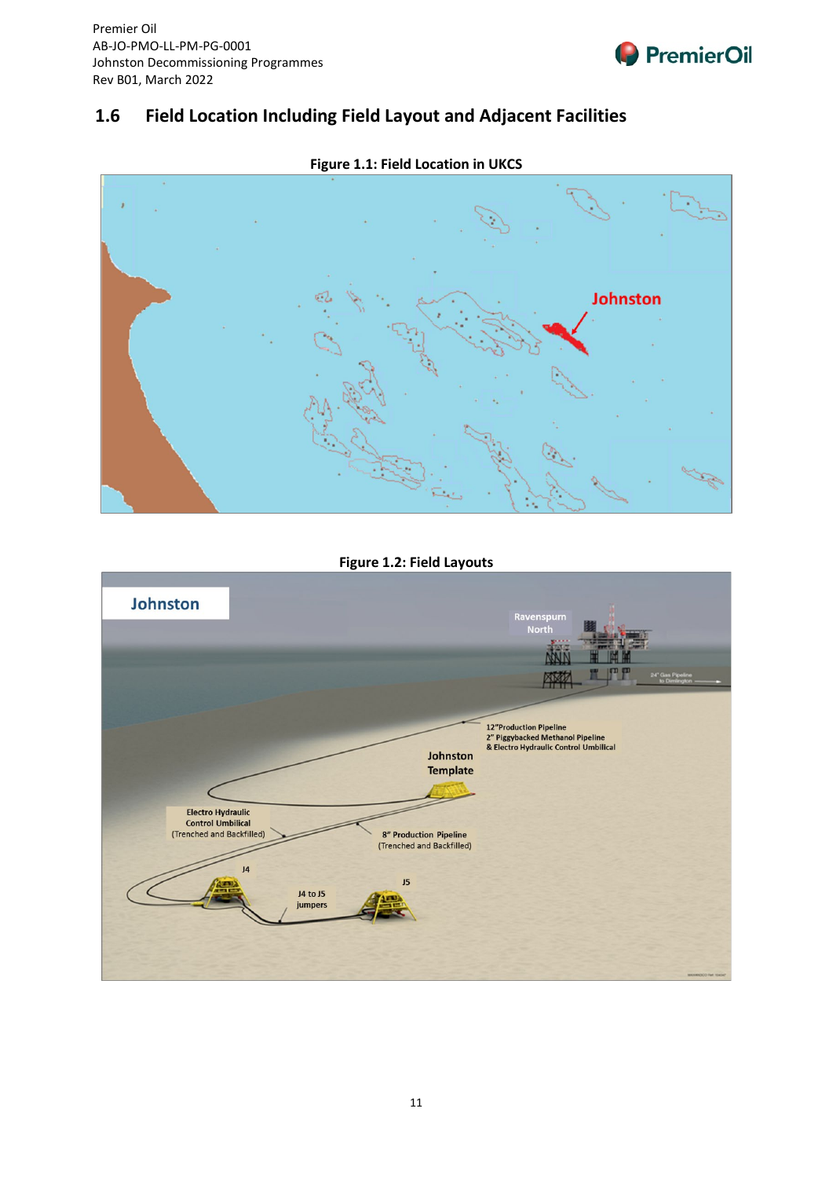## 1.6 Field Location Including Field Layout and Adjacent Facilities

**Figure 1.1: Field Location in UKCS**

**Figure 1.2: Field Layouts**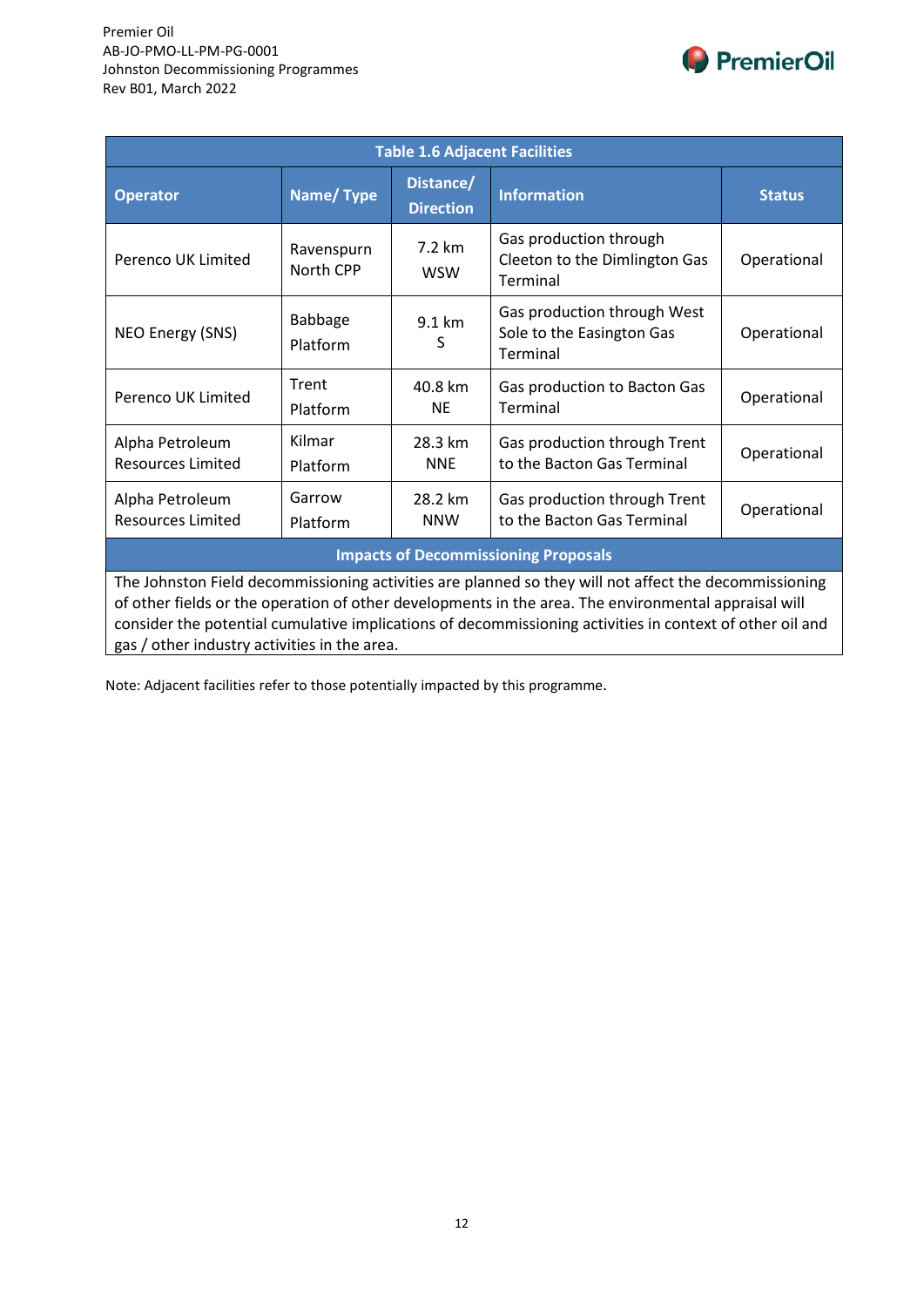| Table 1.6 Adjacent Facilities | | | | |
|---|---|---|---|---|
| **Operator** | **Name/ Type** | **Distance/ Direction** | **Information** | **Status** |
| Perenco UK Limited | Ravenspurn North CPP | 7.2 km WSW | Gas production through Cleeton to the Dimlington Gas Terminal | Operational |
| NEO Energy (SNS) | Babbage Platform | 9.1 km S | Gas production through West Sole to the Easington Gas Terminal | Operational |
| Perenco UK Limited | Trent Platform | 40.8 km NE | Gas production to Bacton Gas Terminal | Operational |
| Alpha Petroleum Resources Limited | Kilmar Platform | 28.3 km NNE | Gas production through Trent to the Bacton Gas Terminal | Operational |
| Alpha Petroleum Resources Limited | Garrow Platform | 28.2 km NNW | Gas production through Trent to the Bacton Gas Terminal | Operational |
| **Impacts of Decommissioning Proposals** | | | | |
| The Johnston Field decommissioning activities are planned so they will not affect the decommissioning of other fields or the operation of other developments in the area. The environmental appraisal will consider the potential cumulative implications of decommissioning activities in context of other oil and gas / other industry activities in the area. | | | | |

Note: Adjacent facilities refer to those potentially impacted by this programme.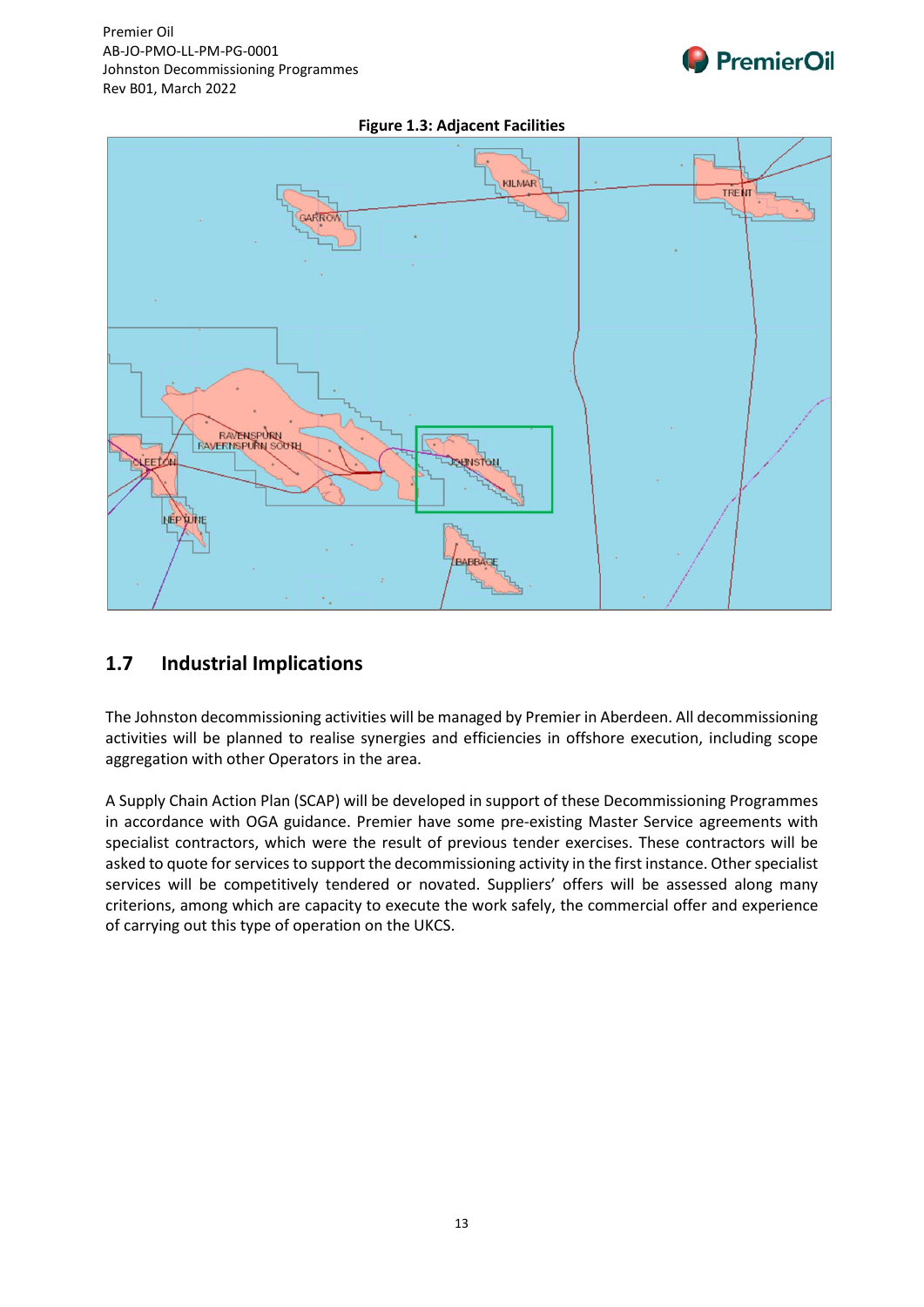**Figure 1.3: Adjacent Facilities**

## 1.7 Industrial Implications

The Johnston decommissioning activities will be managed by Premier in Aberdeen. All decommissioning activities will be planned to realise synergies and efficiencies in offshore execution, including scope aggregation with other Operators in the area.

A Supply Chain Action Plan (SCAP) will be developed in support of these Decommissioning Programmes in accordance with OGA guidance. Premier have some pre-existing Master Service agreements with specialist contractors, which were the result of previous tender exercises. These contractors will be asked to quote for services to support the decommissioning activity in the first instance. Other specialist services will be competitively tendered or novated. Suppliers' offers will be assessed along many criterions, among which are capacity to execute the work safely, the commercial offer and experience of carrying out this type of operation on the UKCS.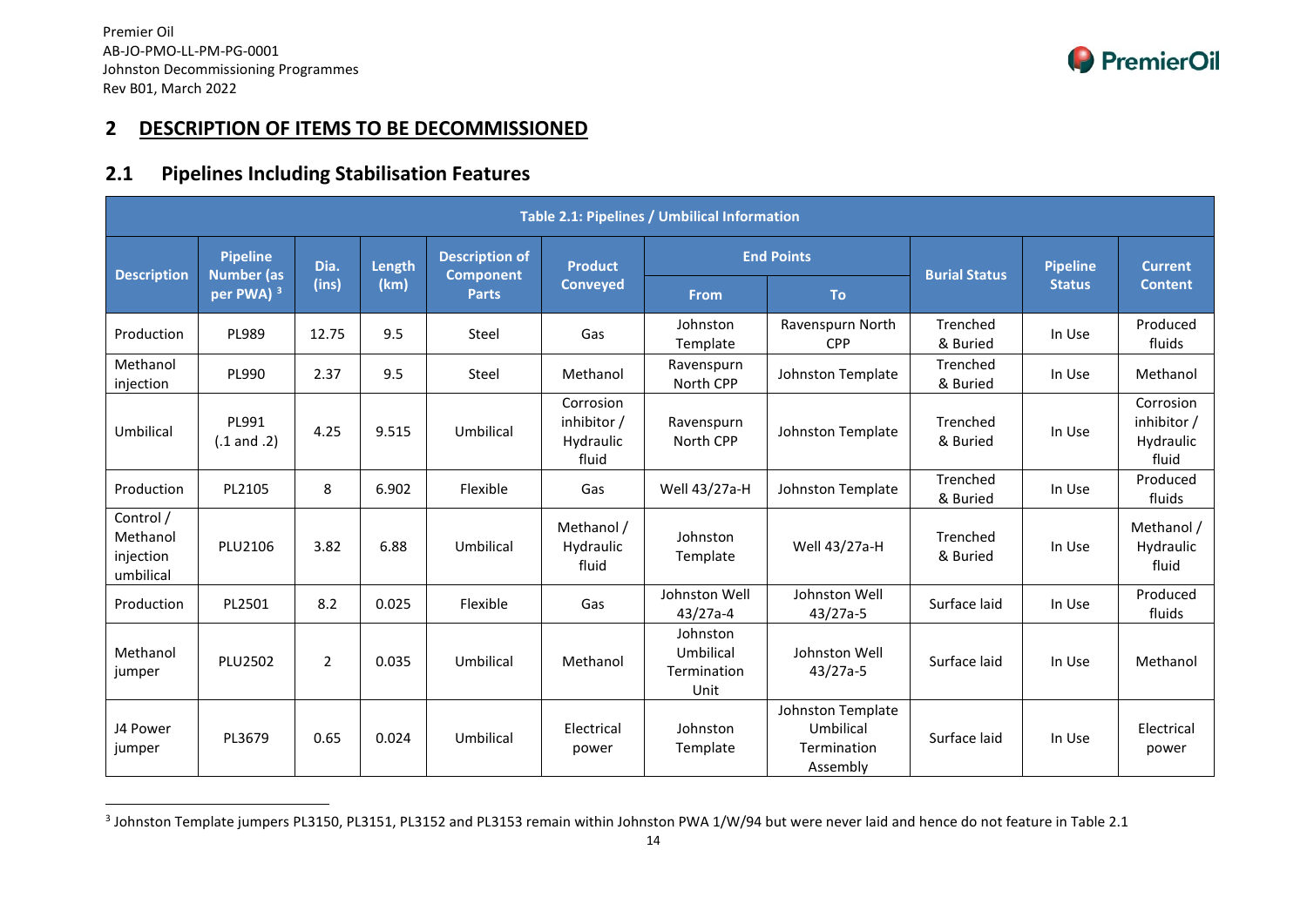## 2 DESCRIPTION OF ITEMS TO BE DECOMMISSIONED

### 2.1 Pipelines Including Stabilisation Features

**Table 2.1: Pipelines / Umbilical Information**

| Description | Pipeline Number (as per PWA) [3] | Dia. (ins) | Length (km) | Description of Component Parts | Product Conveyed | End Points | | Burial Status | Pipeline Status | Current Content |
|---|---|---|---|---|---|---|---|---|---|---|
| | | | | | | From | To | | | |
| Production | PL989 | 12.75 | 9.5 | Steel | Gas | Johnston Template | Ravenspurn North CPP | Trenched & Buried | In Use | Produced fluids |
| Methanol injection | PL990 | 2.37 | 9.5 | Steel | Methanol | Ravenspurn North CPP | Johnston Template | Trenched & Buried | In Use | Methanol |
| Umbilical | PL991 (.1 and .2) | 4.25 | 9.515 | Umbilical | Corrosion inhibitor / Hydraulic fluid | Ravenspurn North CPP | Johnston Template | Trenched & Buried | In Use | Corrosion inhibitor / Hydraulic fluid |
| Production | PL2105 | 8 | 6.902 | Flexible | Gas | Well 43/27a-H | Johnston Template | Trenched & Buried | In Use | Produced fluids |
| Control / Methanol injection umbilical | PLU2106 | 3.82 | 6.88 | Umbilical | Methanol / Hydraulic fluid | Johnston Template | Well 43/27a-H | Trenched & Buried | In Use | Methanol / Hydraulic fluid |
| Production | PL2501 | 8.2 | 0.025 | Flexible | Gas | Johnston Well 43/27a-4 | Johnston Well 43/27a-5 | Surface laid | In Use | Produced fluids |
| Methanol jumper | PLU2502 | 2 | 0.035 | Umbilical | Methanol | Johnston Umbilical Termination Unit | Johnston Well 43/27a-5 | Surface laid | In Use | Methanol |
| J4 Power jumper | PL3679 | 0.65 | 0.024 | Umbilical | Electrical power | Johnston Template | Johnston Template Umbilical Termination Assembly | Surface laid | In Use | Electrical power |

[3] Johnston Template jumpers PL3150, PL3151, PL3152 and PL3153 remain within Johnston PWA 1/W/94 but were never laid and hence do not feature in Table 2.1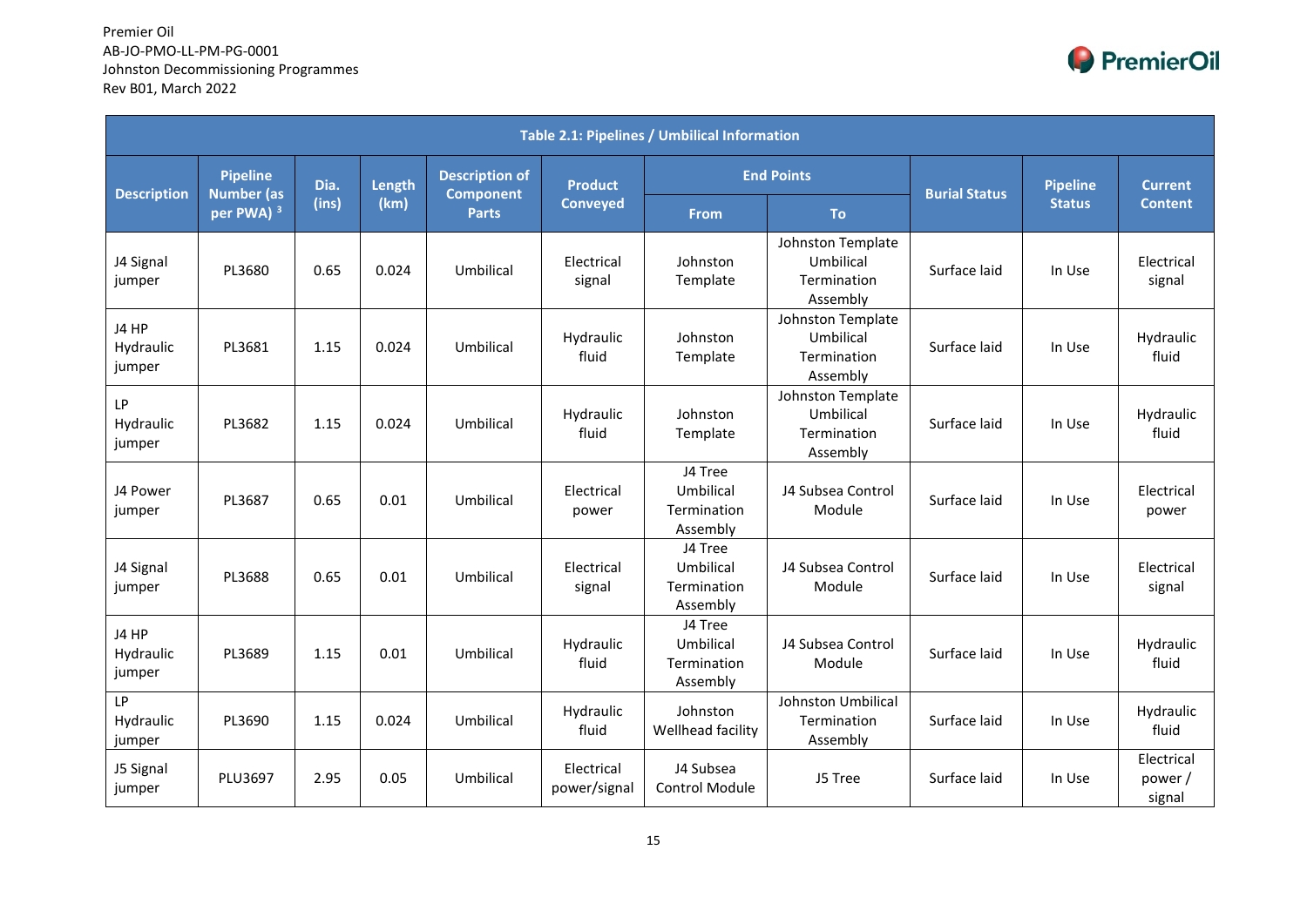| Table 2.1: Pipelines / Umbilical Information | | | | | | | | | | |
|---|---|---|---|---|---|---|---|---|---|---|
| Description | Pipeline Number (as per PWA) [3] | Dia. (ins) | Length (km) | Description of Component Parts | Product Conveyed | End Points | | Burial Status | Pipeline Status | Current Content |
| | | | | | | From | To | | | |
| J4 Signal jumper | PL3680 | 0.65 | 0.024 | Umbilical | Electrical signal | Johnston Template | Johnston Template Umbilical Termination Assembly | Surface laid | In Use | Electrical signal |
| J4 HP Hydraulic jumper | PL3681 | 1.15 | 0.024 | Umbilical | Hydraulic fluid | Johnston Template | Johnston Template Umbilical Termination Assembly | Surface laid | In Use | Hydraulic fluid |
| LP Hydraulic jumper | PL3682 | 1.15 | 0.024 | Umbilical | Hydraulic fluid | Johnston Template | Johnston Template Umbilical Termination Assembly | Surface laid | In Use | Hydraulic fluid |
| J4 Power jumper | PL3687 | 0.65 | 0.01 | Umbilical | Electrical power | J4 Tree Umbilical Termination Assembly | J4 Subsea Control Module | Surface laid | In Use | Electrical power |
| J4 Signal jumper | PL3688 | 0.65 | 0.01 | Umbilical | Electrical signal | J4 Tree Umbilical Termination Assembly | J4 Subsea Control Module | Surface laid | In Use | Electrical signal |
| J4 HP Hydraulic jumper | PL3689 | 1.15 | 0.01 | Umbilical | Hydraulic fluid | J4 Tree Umbilical Termination Assembly | J4 Subsea Control Module | Surface laid | In Use | Hydraulic fluid |
| LP Hydraulic jumper | PL3690 | 1.15 | 0.024 | Umbilical | Hydraulic fluid | Johnston Wellhead facility | Johnston Umbilical Termination Assembly | Surface laid | In Use | Hydraulic fluid |
| J5 Signal jumper | PLU3697 | 2.95 | 0.05 | Umbilical | Electrical power/signal | J4 Subsea Control Module | J5 Tree | Surface laid | In Use | Electrical power / signal |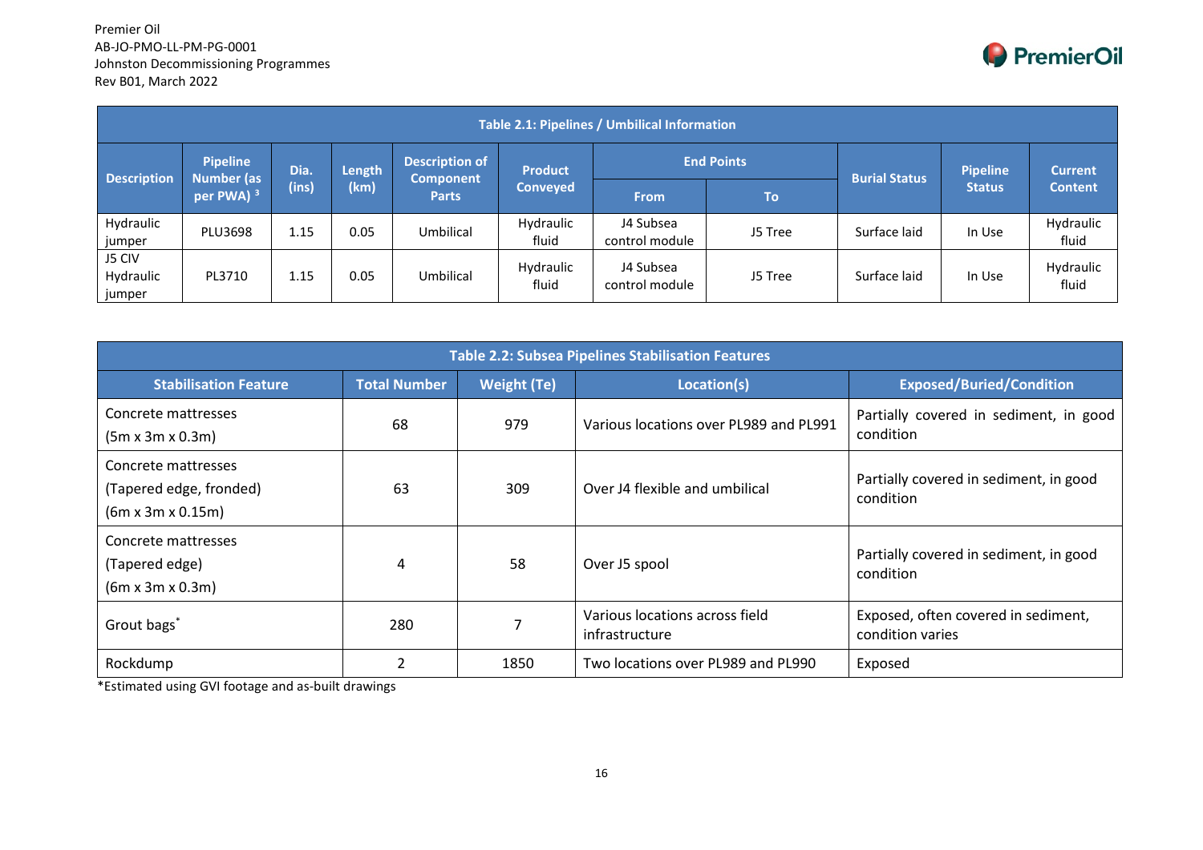| Table 2.1: Pipelines / Umbilical Information | | | | | | | | | | |
|---|---|---|---|---|---|---|---|---|---|---|
| Description | Pipeline Number (as per PWA) [3] | Dia. (ins) | Length (km) | Description of Component Parts | Product Conveyed | End Points | | Burial Status | Pipeline Status | Current Content |
| | | | | | | From | To | | | |
| Hydraulic jumper | PLU3698 | 1.15 | 0.05 | Umbilical | Hydraulic fluid | J4 Subsea control module | J5 Tree | Surface laid | In Use | Hydraulic fluid |
| J5 CIV Hydraulic jumper | PL3710 | 1.15 | 0.05 | Umbilical | Hydraulic fluid | J4 Subsea control module | J5 Tree | Surface laid | In Use | Hydraulic fluid |

| Table 2.2: Subsea Pipelines Stabilisation Features | | | | |
|---|---|---|---|---|
| Stabilisation Feature | Total Number | Weight (Te) | Location(s) | Exposed/Buried/Condition |
| Concrete mattresses (5m x 3m x 0.3m) | 68 | 979 | Various locations over PL989 and PL991 | Partially covered in sediment, in good condition |
| Concrete mattresses (Tapered edge, fronded) (6m x 3m x 0.15m) | 63 | 309 | Over J4 flexible and umbilical | Partially covered in sediment, in good condition |
| Concrete mattresses (Tapered edge) (6m x 3m x 0.3m) | 4 | 58 | Over J5 spool | Partially covered in sediment, in good condition |
| Grout bags* | 280 | 7 | Various locations across field infrastructure | Exposed, often covered in sediment, condition varies |
| Rockdump | 2 | 1850 | Two locations over PL989 and PL990 | Exposed |

*Estimated using GVI footage and as-built drawings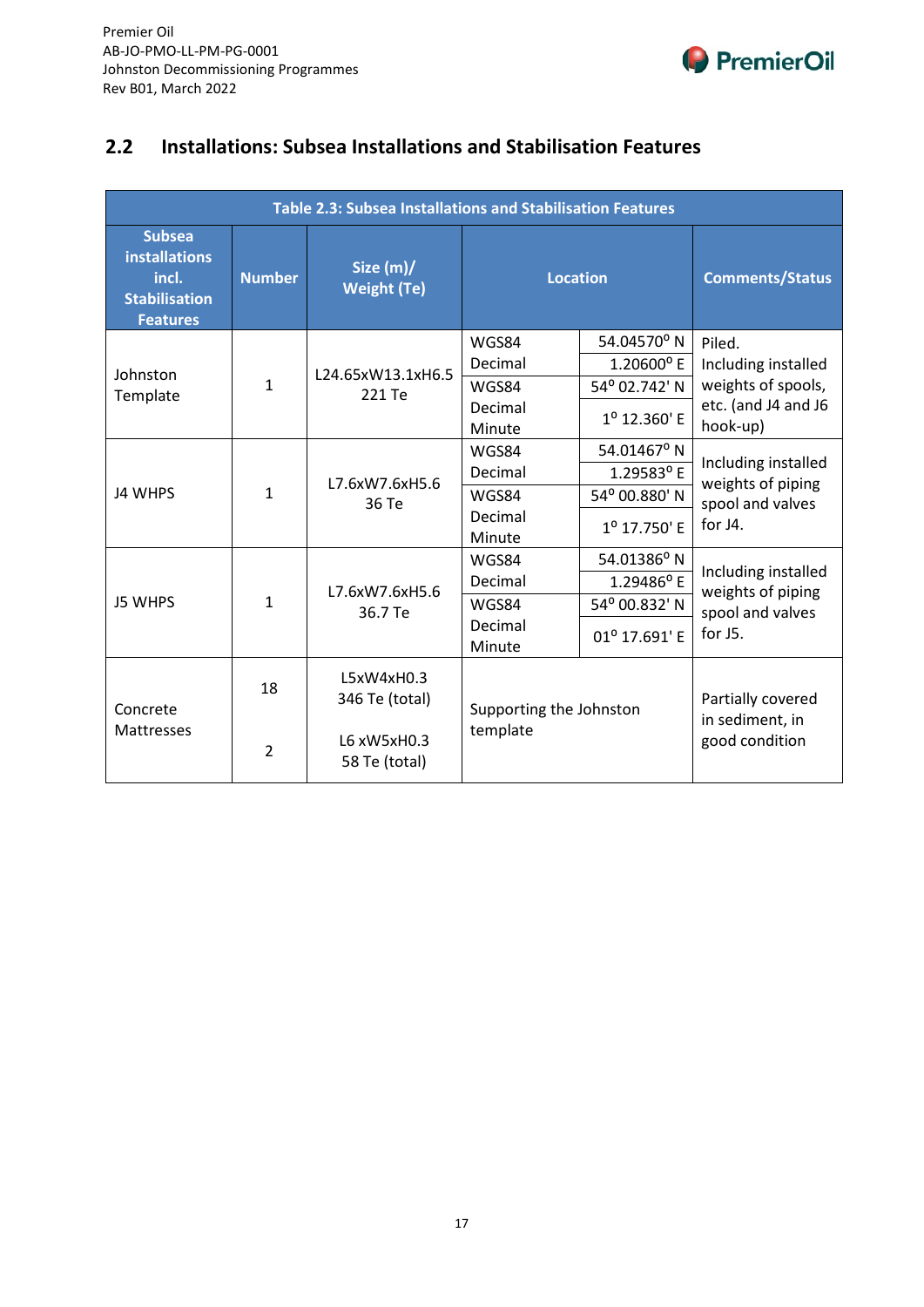## 2.2 Installations: Subsea Installations and Stabilisation Features

| Table 2.3: Subsea Installations and Stabilisation Features | | | | | |
|---|---|---|---|---|---|
| **Subsea installations incl. Stabilisation Features** | **Number** | **Size (m)/ Weight (Te)** | **Location** | | **Comments/Status** |
| Johnston Template | 1 | L24.65xW13.1xH6.5<br>221 Te | WGS84 Decimal | 54.04570$^{o}$ N<br>1.20600$^{o}$ E | Piled. Including installed weights of spools, etc. (and J4 and J6 hook-up) |
| | | | WGS84 Decimal Minute | 54$^{o}$ 02.742' N<br>1$^{o}$ 12.360' E | |
| J4 WHPS | 1 | L7.6xW7.6xH5.6<br>36 Te | WGS84 Decimal | 54.01467$^{o}$ N<br>1.29583$^{o}$ E | Including installed weights of piping spool and valves for J4. |
| | | | WGS84 Decimal Minute | 54$^{o}$ 00.880' N<br>1$^{o}$ 17.750' E | |
| J5 WHPS | 1 | L7.6xW7.6xH5.6<br>36.7 Te | WGS84 Decimal | 54.01386$^{o}$ N<br>1.29486$^{o}$ E | Including installed weights of piping spool and valves for J5. |
| | | | WGS84 Decimal Minute | 54$^{o}$ 00.832' N<br>01$^{o}$ 17.691' E | |
| Concrete Mattresses | 18 | L5xW4xH0.3<br>346 Te (total) | Supporting the Johnston template | | Partially covered in sediment, in good condition |
| | 2 | L6 xW5xH0.3<br>58 Te (total) | | | |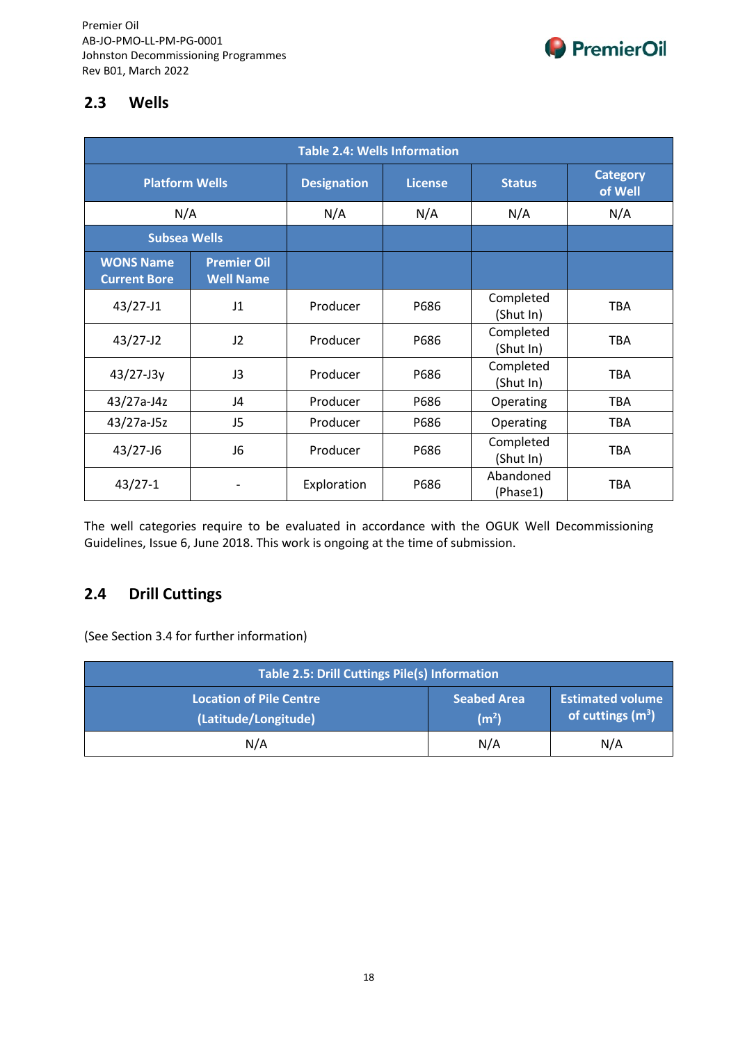## 2.3 Wells

| Table 2.4: Wells Information | | | | | |
|---|---|---|---|---|---|
| **Platform Wells** | | **Designation** | **License** | **Status** | **Category of Well** |
| N/A | | N/A | N/A | N/A | N/A |
| **Subsea Wells** | | | | | |
| **WONS Name Current Bore** | **Premier Oil Well Name** | | | | |
| 43/27-J1 | J1 | Producer | P686 | Completed (Shut In) | TBA |
| 43/27-J2 | J2 | Producer | P686 | Completed (Shut In) | TBA |
| 43/27-J3y | J3 | Producer | P686 | Completed (Shut In) | TBA |
| 43/27a-J4z | J4 | Producer | P686 | Operating | TBA |
| 43/27a-J5z | J5 | Producer | P686 | Operating | TBA |
| 43/27-J6 | J6 | Producer | P686 | Completed (Shut In) | TBA |
| 43/27-1 | - | Exploration | P686 | Abandoned (Phase1) | TBA |

The well categories require to be evaluated in accordance with the OGUK Well Decommissioning Guidelines, Issue 6, June 2018. This work is ongoing at the time of submission.

## 2.4 Drill Cuttings

(See Section 3.4 for further information)

| Table 2.5: Drill Cuttings Pile(s) Information | | |
|---|---|---|
| **Location of Pile Centre (Latitude/Longitude)** | **Seabed Area ($m^2$)** | **Estimated volume of cuttings ($m^3$)** |
| N/A | N/A | N/A |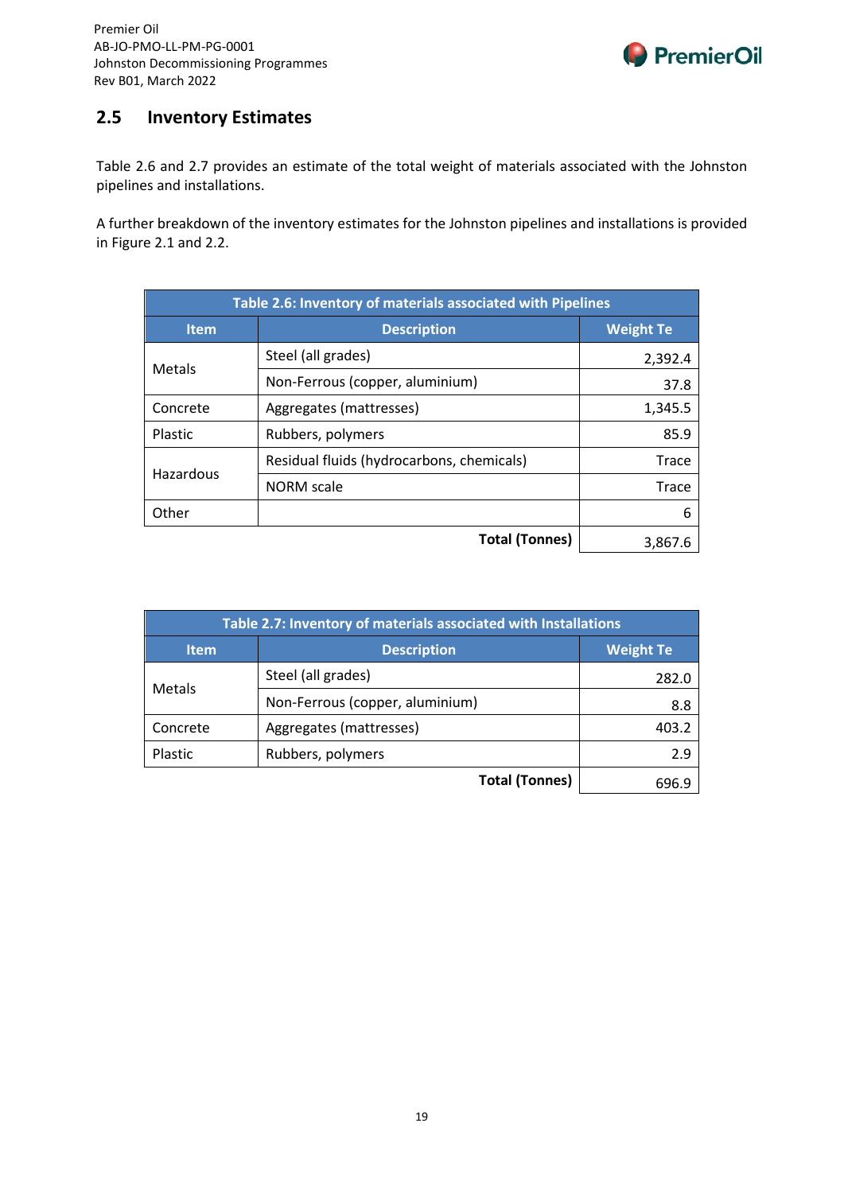## 2.5 Inventory Estimates

Table 2.6 and 2.7 provides an estimate of the total weight of materials associated with the Johnston pipelines and installations.

A further breakdown of the inventory estimates for the Johnston pipelines and installations is provided in Figure 2.1 and 2.2.

| Table 2.6: Inventory of materials associated with Pipelines | | |
|---|---|---|
| **Item** | **Description** | **Weight Te** |
| Metals | Steel (all grades) | 2,392.4 |
| | Non-Ferrous (copper, aluminium) | 37.8 |
| Concrete | Aggregates (mattresses) | 1,345.5 |
| Plastic | Rubbers, polymers | 85.9 |
| Hazardous | Residual fluids (hydrocarbons, chemicals) | Trace |
| | NORM scale | Trace |
| Other | | 6 |
| | **Total (Tonnes)** | 3,867.6 |

| Table 2.7: Inventory of materials associated with Installations | | |
|---|---|---|
| **Item** | **Description** | **Weight Te** |
| Metals | Steel (all grades) | 282.0 |
| | Non-Ferrous (copper, aluminium) | 8.8 |
| Concrete | Aggregates (mattresses) | 403.2 |
| Plastic | Rubbers, polymers | 2.9 |
| | **Total (Tonnes)** | 696.9 |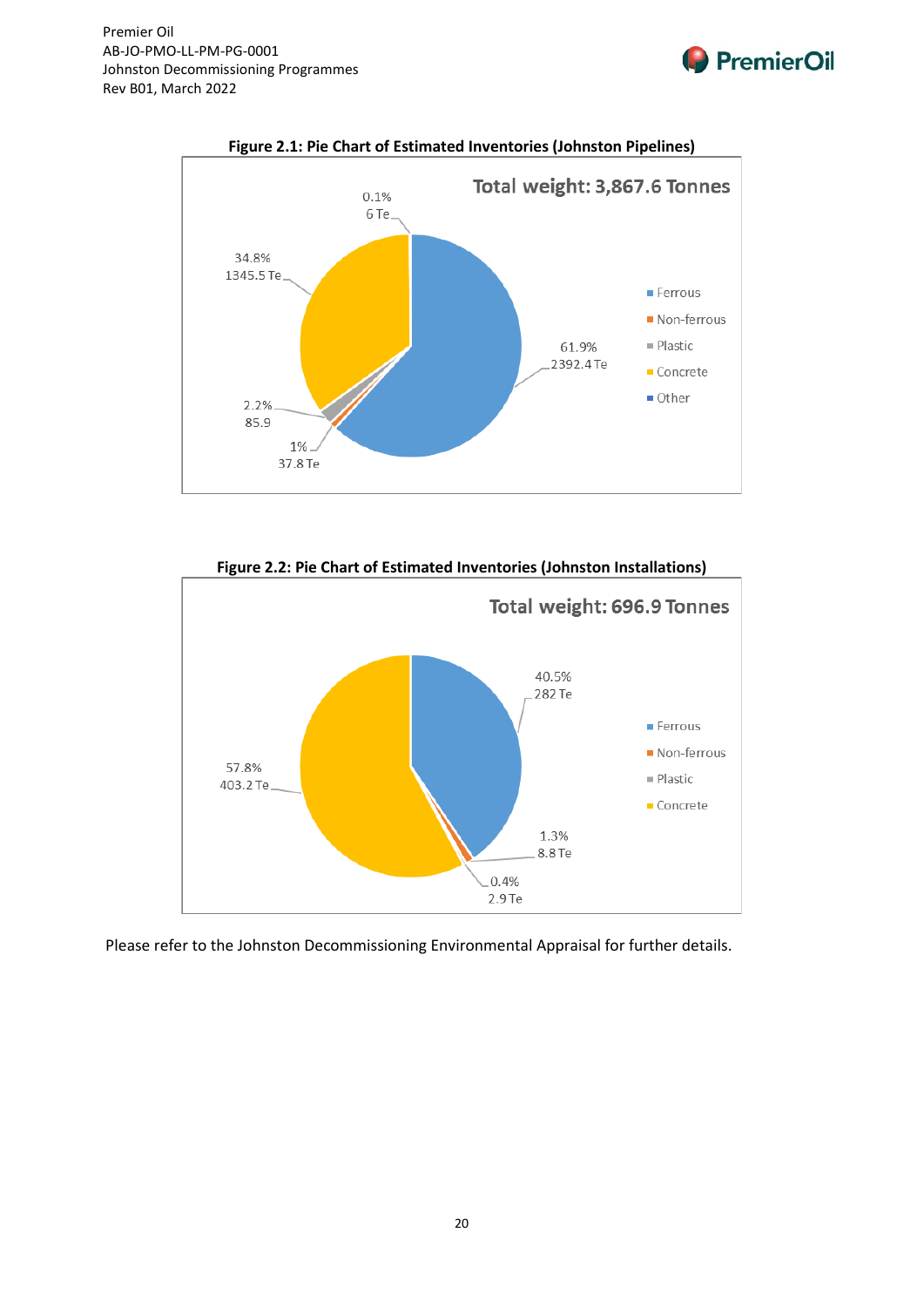**Figure 2.1: Pie Chart of Estimated Inventories (Johnston Pipelines)**

Total weight: 3,867.6 Tonnes

| Material | Percentage | Weight |
|---|---|---|
| Ferrous | 61.9% | 2392.4 Te |
| Non-ferrous | 1% | 37.8 Te |
| Plastic | 2.2% | 85.9 |
| Concrete | 34.8% | 1345.5 Te |
| Other | 0.1% | 6 Te |

**Figure 2.2: Pie Chart of Estimated Inventories (Johnston Installations)**

Total weight: 696.9 Tonnes

| Material | Percentage | Weight |
|---|---|---|
| Ferrous | 40.5% | 282 Te |
| Non-ferrous | 1.3% | 8.8 Te |
| Plastic | 0.4% | 2.9 Te |
| Concrete | 57.8% | 403.2 Te |

Please refer to the Johnston Decommissioning Environmental Appraisal for further details.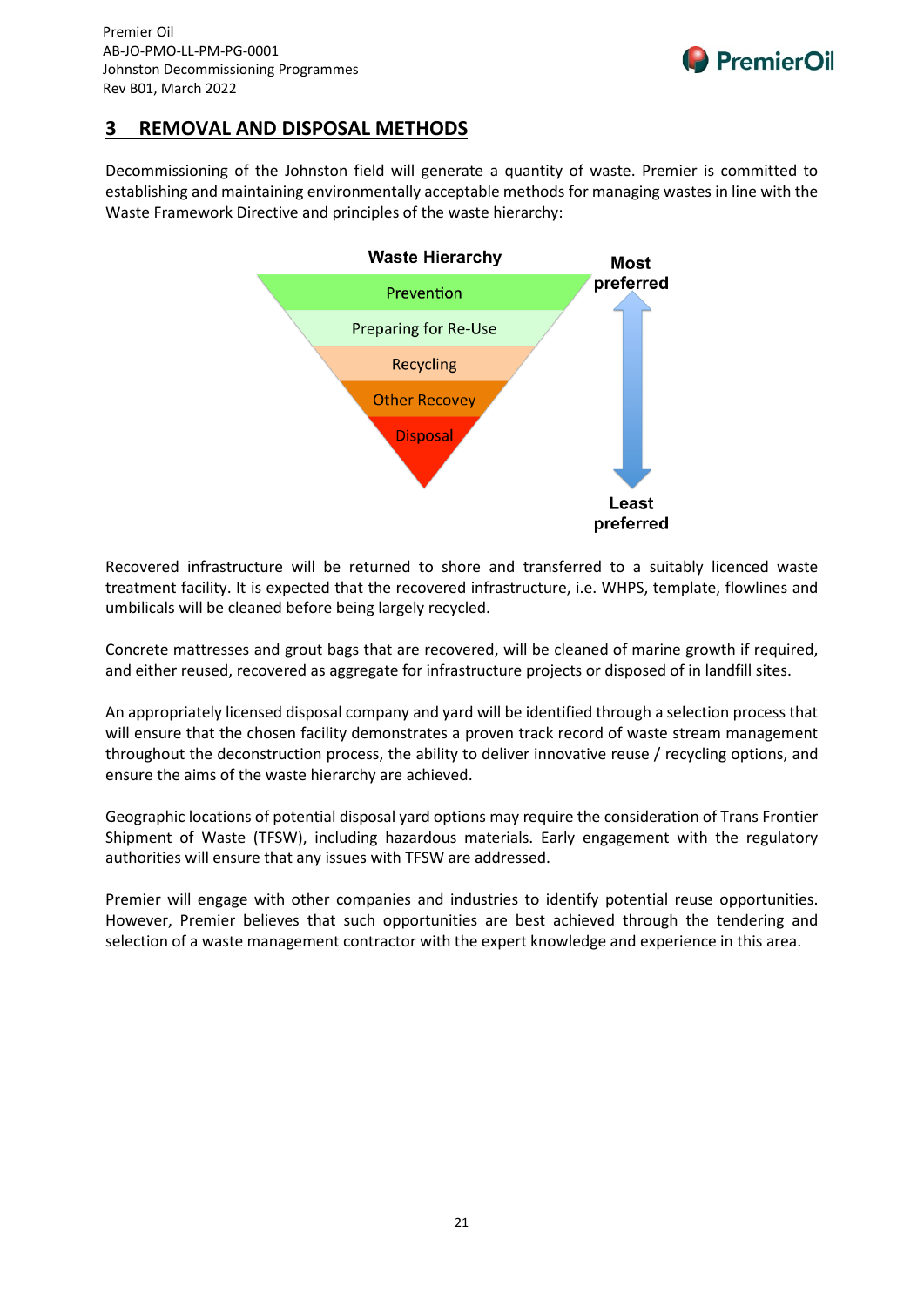## 3 REMOVAL AND DISPOSAL METHODS

Decommissioning of the Johnston field will generate a quantity of waste. Premier is committed to establishing and maintaining environmentally acceptable methods for managing wastes in line with the Waste Framework Directive and principles of the waste hierarchy:

**Waste Hierarchy**

- Prevention
- Preparing for Re-Use
- Recycling
- Other Recovey
- Disposal

Most preferred → Least preferred

Recovered infrastructure will be returned to shore and transferred to a suitably licenced waste treatment facility. It is expected that the recovered infrastructure, i.e. WHPS, template, flowlines and umbilicals will be cleaned before being largely recycled.

Concrete mattresses and grout bags that are recovered, will be cleaned of marine growth if required, and either reused, recovered as aggregate for infrastructure projects or disposed of in landfill sites.

An appropriately licensed disposal company and yard will be identified through a selection process that will ensure that the chosen facility demonstrates a proven track record of waste stream management throughout the deconstruction process, the ability to deliver innovative reuse / recycling options, and ensure the aims of the waste hierarchy are achieved.

Geographic locations of potential disposal yard options may require the consideration of Trans Frontier Shipment of Waste (TFSW), including hazardous materials. Early engagement with the regulatory authorities will ensure that any issues with TFSW are addressed.

Premier will engage with other companies and industries to identify potential reuse opportunities. However, Premier believes that such opportunities are best achieved through the tendering and selection of a waste management contractor with the expert knowledge and experience in this area.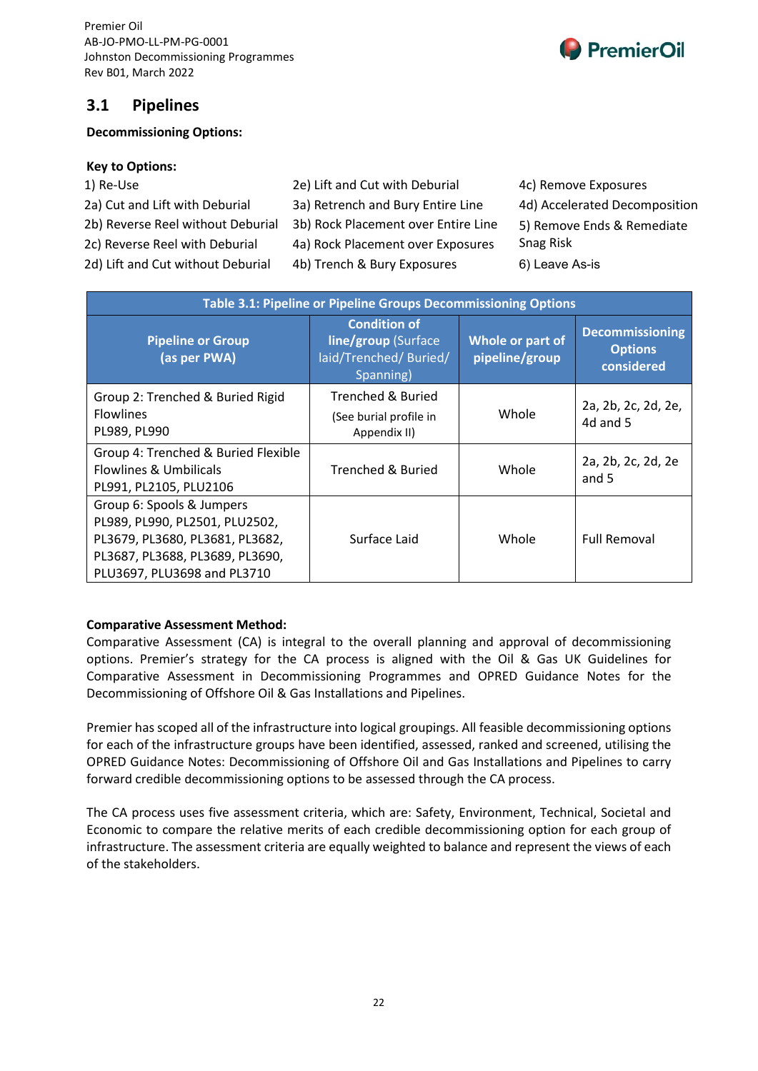## 3.1 Pipelines

**Decommissioning Options:**

**Key to Options:**

1) Re-Use
2a) Cut and Lift with Deburial
2b) Reverse Reel without Deburial
2c) Reverse Reel with Deburial
2d) Lift and Cut without Deburial
2e) Lift and Cut with Deburial
3a) Retrench and Bury Entire Line
3b) Rock Placement over Entire Line
4a) Rock Placement over Exposures
4b) Trench & Bury Exposures
4c) Remove Exposures
4d) Accelerated Decomposition
5) Remove Ends & Remediate Snag Risk
6) Leave As-is

**Table 3.1: Pipeline or Pipeline Groups Decommissioning Options**

| Pipeline or Group (as per PWA) | Condition of line/group (Surface laid/Trenched/ Buried/ Spanning) | Whole or part of pipeline/group | Decommissioning Options considered |
|---|---|---|---|
| Group 2: Trenched & Buried Rigid Flowlines PL989, PL990 | Trenched & Buried (See burial profile in Appendix II) | Whole | 2a, 2b, 2c, 2d, 2e, 4d and 5 |
| Group 4: Trenched & Buried Flexible Flowlines & Umbilicals PL991, PL2105, PLU2106 | Trenched & Buried | Whole | 2a, 2b, 2c, 2d, 2e and 5 |
| Group 6: Spools & Jumpers PL989, PL990, PL2501, PLU2502, PL3679, PL3680, PL3681, PL3682, PL3687, PL3688, PL3689, PL3690, PLU3697, PLU3698 and PL3710 | Surface Laid | Whole | Full Removal |

**Comparative Assessment Method:**

Comparative Assessment (CA) is integral to the overall planning and approval of decommissioning options. Premier's strategy for the CA process is aligned with the Oil & Gas UK Guidelines for Comparative Assessment in Decommissioning Programmes and OPRED Guidance Notes for the Decommissioning of Offshore Oil & Gas Installations and Pipelines.

Premier has scoped all of the infrastructure into logical groupings. All feasible decommissioning options for each of the identified infrastructure groups have been identified, assessed, ranked and screened, utilising the OPRED Guidance Notes: Decommissioning of Offshore Oil and Gas Installations and Pipelines to carry forward credible decommissioning options to be assessed through the CA process.

The CA process uses five assessment criteria, which are: Safety, Environment, Technical, Societal and Economic to compare the relative merits of each credible decommissioning option for each group of infrastructure. The assessment criteria are equally weighted to balance and represent the views of each of the stakeholders.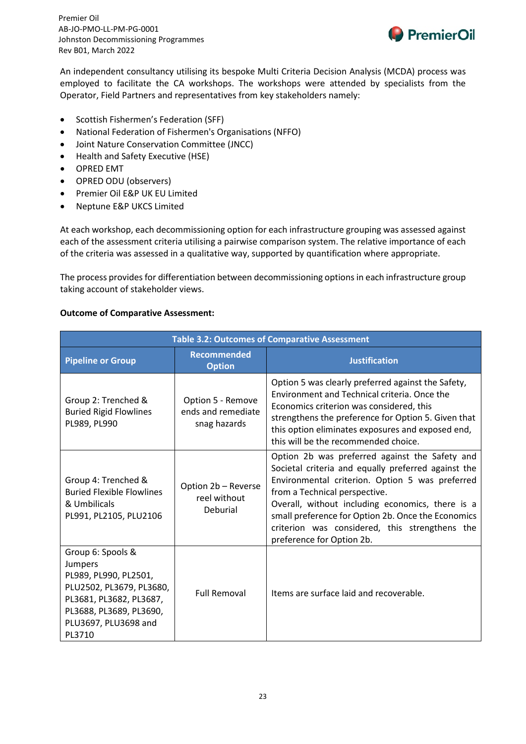An independent consultancy utilising its bespoke Multi Criteria Decision Analysis (MCDA) process was employed to facilitate the CA workshops. The workshops were attended by specialists from the Operator, Field Partners and representatives from key stakeholders namely:

- Scottish Fishermen's Federation (SFF)
- National Federation of Fishermen's Organisations (NFFO)
- Joint Nature Conservation Committee (JNCC)
- Health and Safety Executive (HSE)
- OPRED EMT
- OPRED ODU (observers)
- Premier Oil E&P UK EU Limited
- Neptune E&P UKCS Limited

At each workshop, each decommissioning option for each infrastructure grouping was assessed against each of the assessment criteria utilising a pairwise comparison system. The relative importance of each of the criteria was assessed in a qualitative way, supported by quantification where appropriate.

The process provides for differentiation between decommissioning options in each infrastructure group taking account of stakeholder views.

**Outcome of Comparative Assessment:**

| Table 3.2: Outcomes of Comparative Assessment | | |
|---|---|---|
| **Pipeline or Group** | **Recommended Option** | **Justification** |
| Group 2: Trenched & Buried Rigid Flowlines PL989, PL990 | Option 5 - Remove ends and remediate snag hazards | Option 5 was clearly preferred against the Safety, Environment and Technical criteria. Once the Economics criterion was considered, this strengthens the preference for Option 5. Given that this option eliminates exposures and exposed end, this will be the recommended choice. |
| Group 4: Trenched & Buried Flexible Flowlines & Umbilicals PL991, PL2105, PLU2106 | Option 2b – Reverse reel without Deburial | Option 2b was preferred against the Safety and Societal criteria and equally preferred against the Environmental criterion. Option 5 was preferred from a Technical perspective. Overall, without including economics, there is a small preference for Option 2b. Once the Economics criterion was considered, this strengthens the preference for Option 2b. |
| Group 6: Spools & Jumpers PL989, PL990, PL2501, PLU2502, PL3679, PL3680, PL3681, PL3682, PL3687, PL3688, PL3689, PL3690, PLU3697, PLU3698 and PL3710 | Full Removal | Items are surface laid and recoverable. |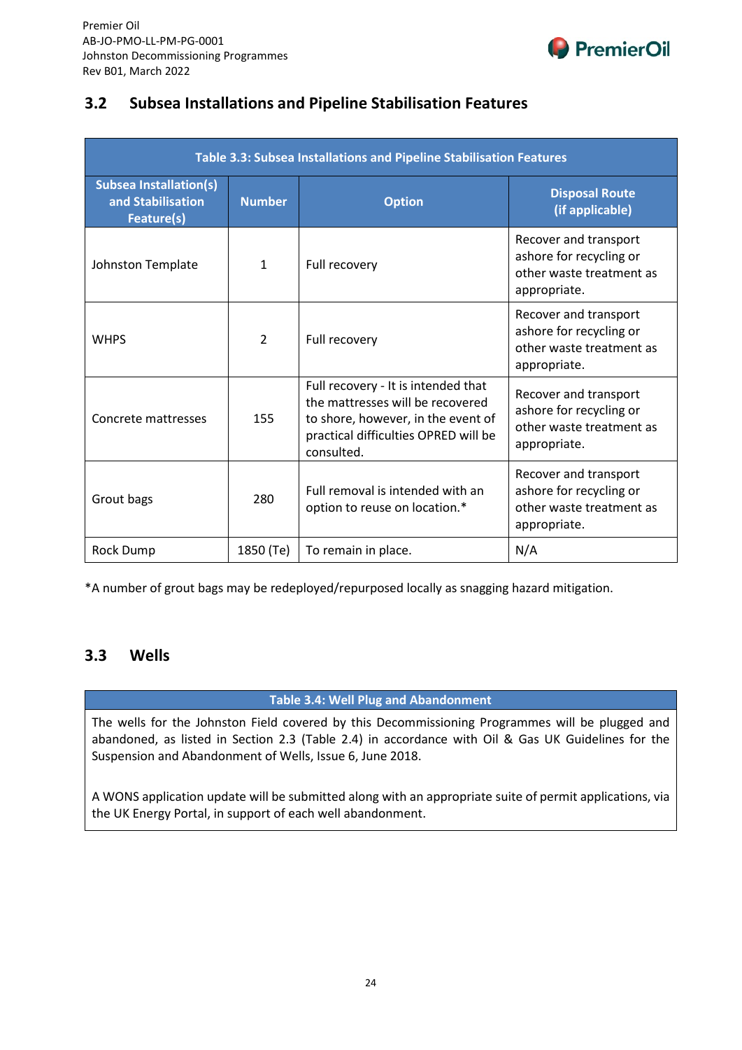## 3.2 Subsea Installations and Pipeline Stabilisation Features

| Table 3.3: Subsea Installations and Pipeline Stabilisation Features | | | |
|---|---|---|---|
| **Subsea Installation(s) and Stabilisation Feature(s)** | **Number** | **Option** | **Disposal Route (if applicable)** |
| Johnston Template | 1 | Full recovery | Recover and transport ashore for recycling or other waste treatment as appropriate. |
| WHPS | 2 | Full recovery | Recover and transport ashore for recycling or other waste treatment as appropriate. |
| Concrete mattresses | 155 | Full recovery - It is intended that the mattresses will be recovered to shore, however, in the event of practical difficulties OPRED will be consulted. | Recover and transport ashore for recycling or other waste treatment as appropriate. |
| Grout bags | 280 | Full removal is intended with an option to reuse on location.* | Recover and transport ashore for recycling or other waste treatment as appropriate. |
| Rock Dump | 1850 (Te) | To remain in place. | N/A |

*A number of grout bags may be redeployed/repurposed locally as snagging hazard mitigation.

## 3.3 Wells

| Table 3.4: Well Plug and Abandonment |
|---|
| The wells for the Johnston Field covered by this Decommissioning Programmes will be plugged and abandoned, as listed in Section 2.3 (Table 2.4) in accordance with Oil & Gas UK Guidelines for the Suspension and Abandonment of Wells, Issue 6, June 2018.<br><br>A WONS application update will be submitted along with an appropriate suite of permit applications, via the UK Energy Portal, in support of each well abandonment. |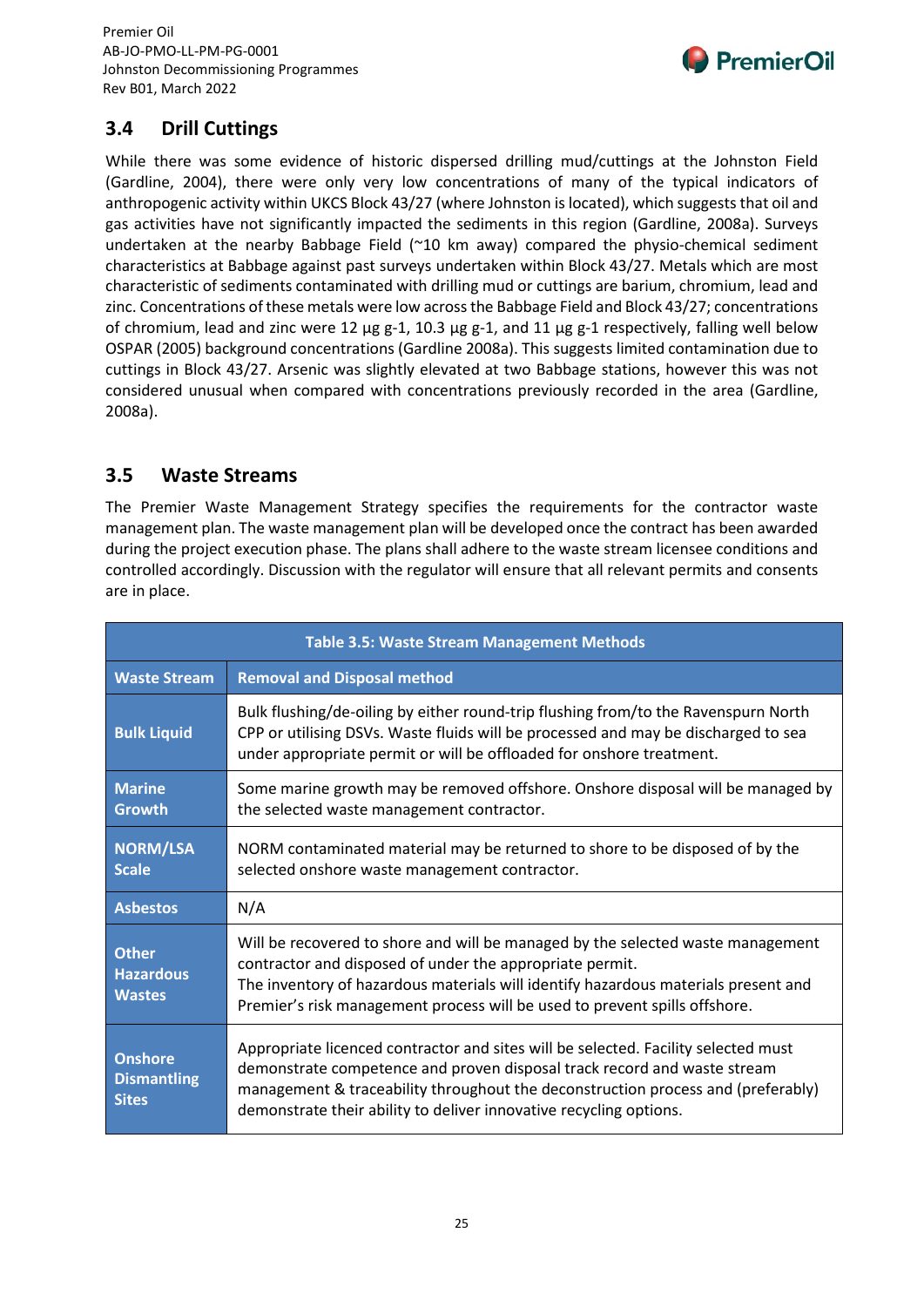## 3.4 Drill Cuttings

While there was some evidence of historic dispersed drilling mud/cuttings at the Johnston Field (Gardline, 2004), there were only very low concentrations of many of the typical indicators of anthropogenic activity within UKCS Block 43/27 (where Johnston is located), which suggests that oil and gas activities have not significantly impacted the sediments in this region (Gardline, 2008a). Surveys undertaken at the nearby Babbage Field (~10 km away) compared the physio-chemical sediment characteristics at Babbage against past surveys undertaken within Block 43/27. Metals which are most characteristic of sediments contaminated with drilling mud or cuttings are barium, chromium, lead and zinc. Concentrations of these metals were low across the Babbage Field and Block 43/27; concentrations of chromium, lead and zinc were 12 µg g-1, 10.3 µg g-1, and 11 µg g-1 respectively, falling well below OSPAR (2005) background concentrations (Gardline 2008a). This suggests limited contamination due to cuttings in Block 43/27. Arsenic was slightly elevated at two Babbage stations, however this was not considered unusual when compared with concentrations previously recorded in the area (Gardline, 2008a).

## 3.5 Waste Streams

The Premier Waste Management Strategy specifies the requirements for the contractor waste management plan. The waste management plan will be developed once the contract has been awarded during the project execution phase. The plans shall adhere to the waste stream licensee conditions and controlled accordingly. Discussion with the regulator will ensure that all relevant permits and consents are in place.

**Table 3.5: Waste Stream Management Methods**

| Waste Stream | Removal and Disposal method |
|---|---|
| **Bulk Liquid** | Bulk flushing/de-oiling by either round-trip flushing from/to the Ravenspurn North CPP or utilising DSVs. Waste fluids will be processed and may be discharged to sea under appropriate permit or will be offloaded for onshore treatment. |
| **Marine Growth** | Some marine growth may be removed offshore. Onshore disposal will be managed by the selected waste management contractor. |
| **NORM/LSA Scale** | NORM contaminated material may be returned to shore to be disposed of by the selected onshore waste management contractor. |
| **Asbestos** | N/A |
| **Other Hazardous Wastes** | Will be recovered to shore and will be managed by the selected waste management contractor and disposed of under the appropriate permit. The inventory of hazardous materials will identify hazardous materials present and Premier's risk management process will be used to prevent spills offshore. |
| **Onshore Dismantling Sites** | Appropriate licenced contractor and sites will be selected. Facility selected must demonstrate competence and proven disposal track record and waste stream management & traceability throughout the deconstruction process and (preferably) demonstrate their ability to deliver innovative recycling options. |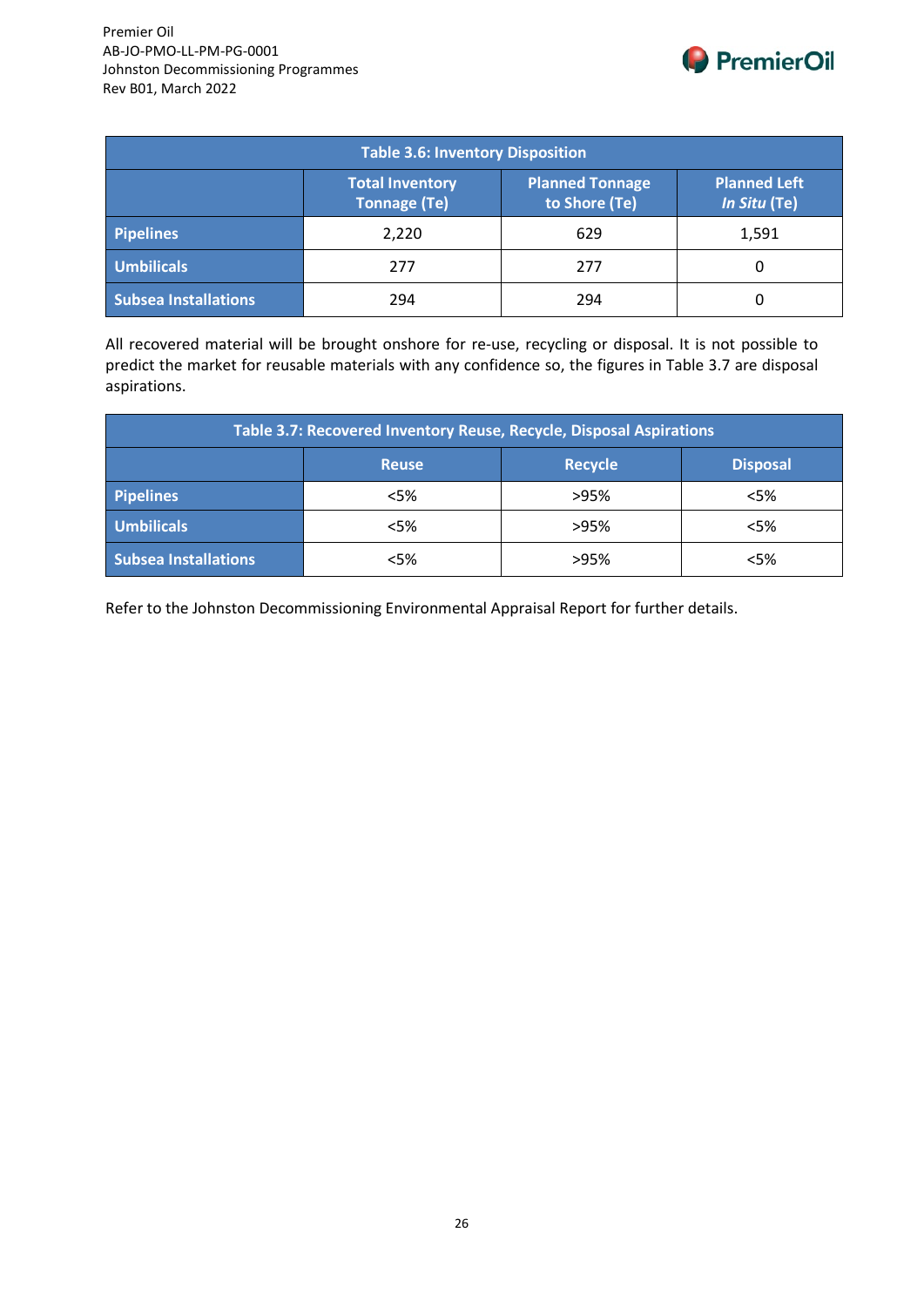| Table 3.6: Inventory Disposition | | | |
|---|---|---|---|
| | **Total Inventory Tonnage (Te)** | **Planned Tonnage to Shore (Te)** | **Planned Left *In Situ* (Te)** |
| **Pipelines** | 2,220 | 629 | 1,591 |
| **Umbilicals** | 277 | 277 | 0 |
| **Subsea Installations** | 294 | 294 | 0 |

All recovered material will be brought onshore for re-use, recycling or disposal. It is not possible to predict the market for reusable materials with any confidence so, the figures in Table 3.7 are disposal aspirations.

| Table 3.7: Recovered Inventory Reuse, Recycle, Disposal Aspirations | | | |
|---|---|---|---|
| | **Reuse** | **Recycle** | **Disposal** |
| **Pipelines** | <5% | >95% | <5% |
| **Umbilicals** | <5% | >95% | <5% |
| **Subsea Installations** | <5% | >95% | <5% |

Refer to the Johnston Decommissioning Environmental Appraisal Report for further details.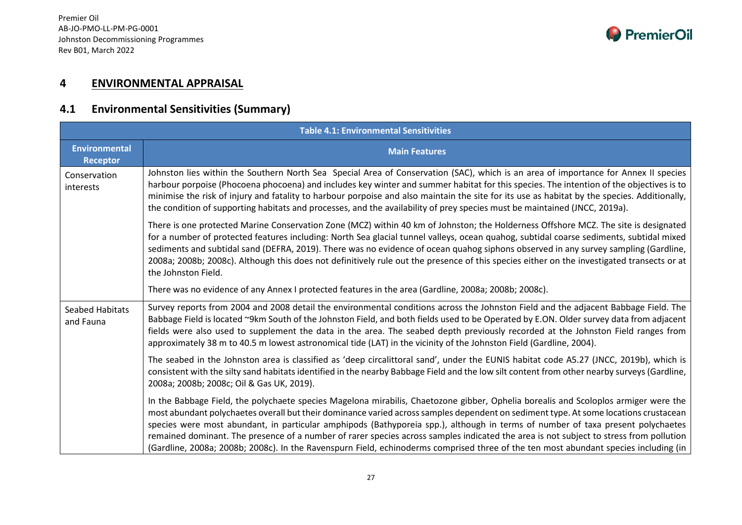# 4 ENVIRONMENTAL APPRAISAL

## 4.1 Environmental Sensitivities (Summary)

| Table 4.1: Environmental Sensitivities | |
|---|---|
| **Environmental Receptor** | **Main Features** |
| Conservation interests | Johnston lies within the Southern North Sea Special Area of Conservation (SAC), which is an area of importance for Annex II species harbour porpoise (Phocoena phocoena) and includes key winter and summer habitat for this species. The intention of the objectives is to minimise the risk of injury and fatality to harbour porpoise and also maintain the site for its use as habitat by the species. Additionally, the condition of supporting habitats and processes, and the availability of prey species must be maintained (JNCC, 2019a).<br><br>There is one protected Marine Conservation Zone (MCZ) within 40 km of Johnston; the Holderness Offshore MCZ. The site is designated for a number of protected features including: North Sea glacial tunnel valleys, ocean quahog, subtidal coarse sediments, subtidal mixed sediments and subtidal sand (DEFRA, 2019). There was no evidence of ocean quahog siphons observed in any survey sampling (Gardline, 2008a; 2008b; 2008c). Although this does not definitively rule out the presence of this species either on the investigated transects or at the Johnston Field.<br><br>There was no evidence of any Annex I protected features in the area (Gardline, 2008a; 2008b; 2008c). |
| Seabed Habitats and Fauna | Survey reports from 2004 and 2008 detail the environmental conditions across the Johnston Field and the adjacent Babbage Field. The Babbage Field is located ~9km South of the Johnston Field, and both fields used to be Operated by E.ON. Older survey data from adjacent fields were also used to supplement the data in the area. The seabed depth previously recorded at the Johnston Field ranges from approximately 38 m to 40.5 m lowest astronomical tide (LAT) in the vicinity of the Johnston Field (Gardline, 2004).<br><br>The seabed in the Johnston area is classified as 'deep circalittoral sand', under the EUNIS habitat code A5.27 (JNCC, 2019b), which is consistent with the silty sand habitats identified in the nearby Babbage Field and the low silt content from other nearby surveys (Gardline, 2008a; 2008b; 2008c; Oil & Gas UK, 2019).<br><br>In the Babbage Field, the polychaete species Magelona mirabilis, Chaetozone gibber, Ophelia borealis and Scoloplos armiger were the most abundant polychaetes overall but their dominance varied across samples dependent on sediment type. At some locations crustacean species were most abundant, in particular amphipods (Bathyporeia spp.), although in terms of number of taxa present polychaetes remained dominant. The presence of a number of rarer species across samples indicated the area is not subject to stress from pollution (Gardline, 2008a; 2008b; 2008c). In the Ravenspurn Field, echinoderms comprised three of the ten most abundant species including (in |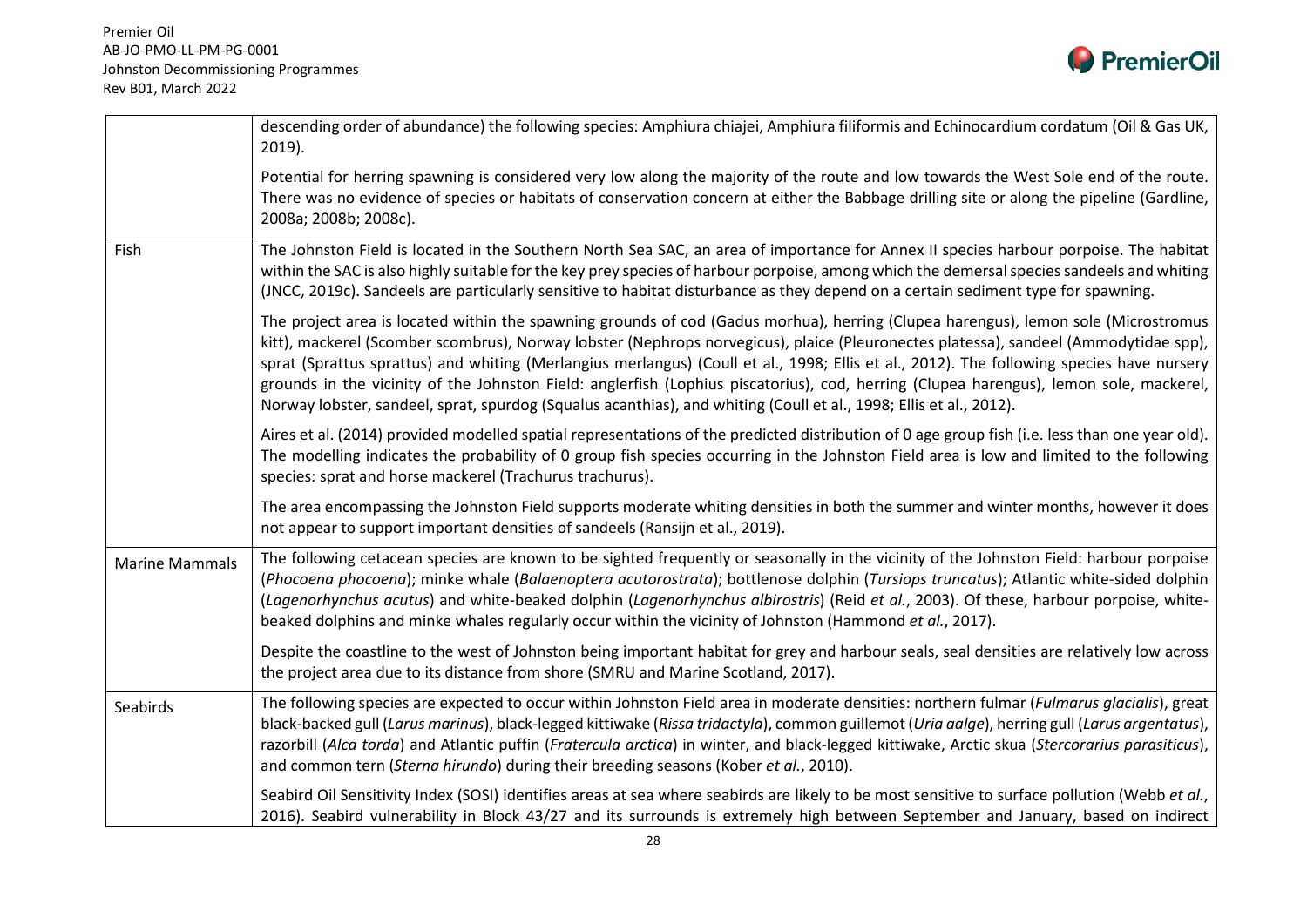|  |  |
| --- | --- |
|  | descending order of abundance) the following species: Amphiura chiajei, Amphiura filiformis and Echinocardium cordatum (Oil & Gas UK, 2019).<br><br>Potential for herring spawning is considered very low along the majority of the route and low towards the West Sole end of the route. There was no evidence of species or habitats of conservation concern at either the Babbage drilling site or along the pipeline (Gardline, 2008a; 2008b; 2008c). |
| Fish | The Johnston Field is located in the Southern North Sea SAC, an area of importance for Annex II species harbour porpoise. The habitat within the SAC is also highly suitable for the key prey species of harbour porpoise, among which the demersal species sandeels and whiting (JNCC, 2019c). Sandeels are particularly sensitive to habitat disturbance as they depend on a certain sediment type for spawning.<br><br>The project area is located within the spawning grounds of cod (Gadus morhua), herring (Clupea harengus), lemon sole (Microstromus kitt), mackerel (Scomber scombrus), Norway lobster (Nephrops norvegicus), plaice (Pleuronectes platessa), sandeel (Ammodytidae spp), sprat (Sprattus sprattus) and whiting (Merlangius merlangus) (Coull et al., 1998; Ellis et al., 2012). The following species have nursery grounds in the vicinity of the Johnston Field: anglerfish (Lophius piscatorius), cod, herring (Clupea harengus), lemon sole, mackerel, Norway lobster, sandeel, sprat, spurdog (Squalus acanthias), and whiting (Coull et al., 1998; Ellis et al., 2012).<br><br>Aires et al. (2014) provided modelled spatial representations of the predicted distribution of 0 age group fish (i.e. less than one year old). The modelling indicates the probability of 0 group fish species occurring in the Johnston Field area is low and limited to the following species: sprat and horse mackerel (Trachurus trachurus).<br><br>The area encompassing the Johnston Field supports moderate whiting densities in both the summer and winter months, however it does not appear to support important densities of sandeels (Ransijn et al., 2019). |
| Marine Mammals | The following cetacean species are known to be sighted frequently or seasonally in the vicinity of the Johnston Field: harbour porpoise (*Phocoena phocoena*); minke whale (*Balaenoptera acutorostrata*); bottlenose dolphin (*Tursiops truncatus*); Atlantic white-sided dolphin (*Lagenorhynchus acutus*) and white-beaked dolphin (*Lagenorhynchus albirostris*) (Reid *et al.*, 2003). Of these, harbour porpoise, white-beaked dolphins and minke whales regularly occur within the vicinity of Johnston (Hammond *et al.*, 2017).<br><br>Despite the coastline to the west of Johnston being important habitat for grey and harbour seals, seal densities are relatively low across the project area due to its distance from shore (SMRU and Marine Scotland, 2017). |
| Seabirds | The following species are expected to occur within Johnston Field area in moderate densities: northern fulmar (*Fulmarus glacialis*), great black-backed gull (*Larus marinus*), black-legged kittiwake (*Rissa tridactyla*), common guillemot (*Uria aalge*), herring gull (*Larus argentatus*), razorbill (*Alca torda*) and Atlantic puffin (*Fratercula arctica*) in winter, and black-legged kittiwake, Arctic skua (*Stercorarius parasiticus*), and common tern (*Sterna hirundo*) during their breeding seasons (Kober *et al.*, 2010).<br><br>Seabird Oil Sensitivity Index (SOSI) identifies areas at sea where seabirds are likely to be most sensitive to surface pollution (Webb *et al.*, 2016). Seabird vulnerability in Block 43/27 and its surrounds is extremely high between September and January, based on indirect |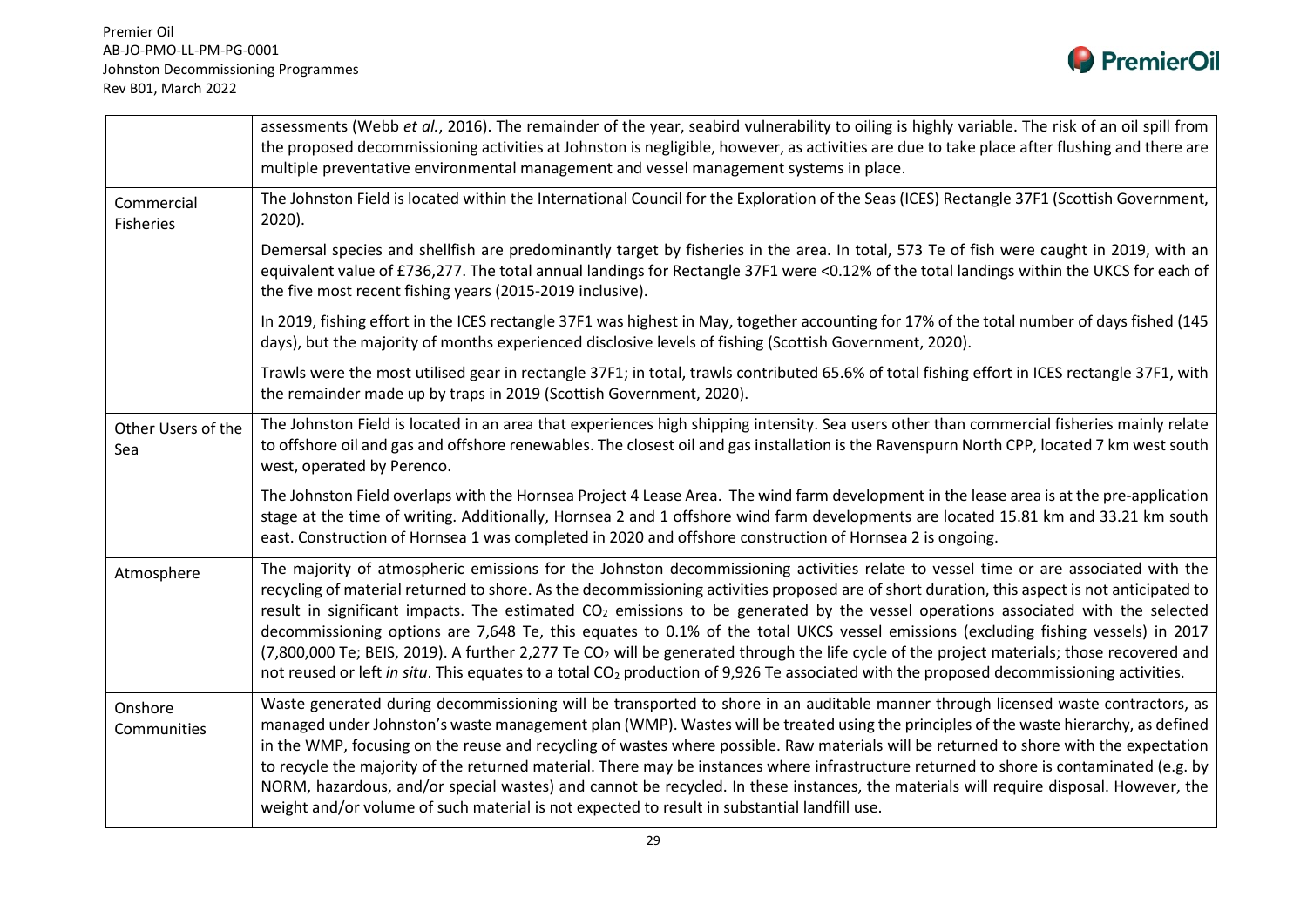| | |
|---|---|
| | assessments (Webb *et al.*, 2016). The remainder of the year, seabird vulnerability to oiling is highly variable. The risk of an oil spill from the proposed decommissioning activities at Johnston is negligible, however, as activities are due to take place after flushing and there are multiple preventative environmental management and vessel management systems in place. |
| Commercial Fisheries | The Johnston Field is located within the International Council for the Exploration of the Seas (ICES) Rectangle 37F1 (Scottish Government, 2020).<br><br>Demersal species and shellfish are predominantly target by fisheries in the area. In total, 573 Te of fish were caught in 2019, with an equivalent value of £736,277. The total annual landings for Rectangle 37F1 were <0.12% of the total landings within the UKCS for each of the five most recent fishing years (2015-2019 inclusive).<br><br>In 2019, fishing effort in the ICES rectangle 37F1 was highest in May, together accounting for 17% of the total number of days fished (145 days), but the majority of months experienced disclosive levels of fishing (Scottish Government, 2020).<br><br>Trawls were the most utilised gear in rectangle 37F1; in total, trawls contributed 65.6% of total fishing effort in ICES rectangle 37F1, with the remainder made up by traps in 2019 (Scottish Government, 2020). |
| Other Users of the Sea | The Johnston Field is located in an area that experiences high shipping intensity. Sea users other than commercial fisheries mainly relate to offshore oil and gas and offshore renewables. The closest oil and gas installation is the Ravenspurn North CPP, located 7 km west south west, operated by Perenco.<br><br>The Johnston Field overlaps with the Hornsea Project 4 Lease Area. The wind farm development in the lease area is at the pre-application stage at the time of writing. Additionally, Hornsea 2 and 1 offshore wind farm developments are located 15.81 km and 33.21 km south east. Construction of Hornsea 1 was completed in 2020 and offshore construction of Hornsea 2 is ongoing. |
| Atmosphere | The majority of atmospheric emissions for the Johnston decommissioning activities relate to vessel time or are associated with the recycling of material returned to shore. As the decommissioning activities proposed are of short duration, this aspect is not anticipated to result in significant impacts. The estimated $CO_2$ emissions to be generated by the vessel operations associated with the selected decommissioning options are 7,648 Te, this equates to 0.1% of the total UKCS vessel emissions (excluding fishing vessels) in 2017 (7,800,000 Te; BEIS, 2019). A further 2,277 Te $CO_2$ will be generated through the life cycle of the project materials; those recovered and not reused or left *in situ*. This equates to a total $CO_2$ production of 9,926 Te associated with the proposed decommissioning activities. |
| Onshore Communities | Waste generated during decommissioning will be transported to shore in an auditable manner through licensed waste contractors, as managed under Johnston's waste management plan (WMP). Wastes will be treated using the principles of the waste hierarchy, as defined in the WMP, focusing on the reuse and recycling of wastes where possible. Raw materials will be returned to shore with the expectation to recycle the majority of the returned material. There may be instances where infrastructure returned to shore is contaminated (e.g. by NORM, hazardous, and/or special wastes) and cannot be recycled. In these instances, the materials will require disposal. However, the weight and/or volume of such material is not expected to result in substantial landfill use. |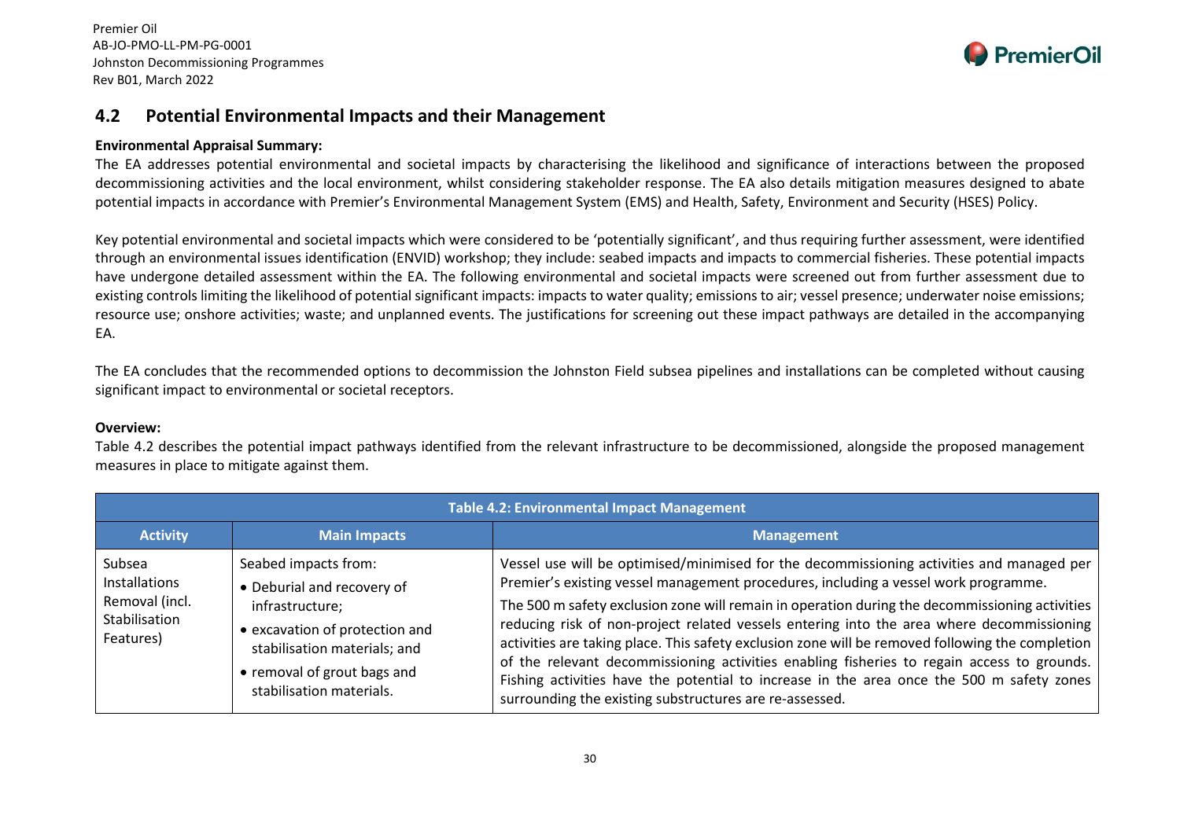## 4.2 Potential Environmental Impacts and their Management

**Environmental Appraisal Summary:**

The EA addresses potential environmental and societal impacts by characterising the likelihood and significance of interactions between the proposed decommissioning activities and the local environment, whilst considering stakeholder response. The EA also details mitigation measures designed to abate potential impacts in accordance with Premier's Environmental Management System (EMS) and Health, Safety, Environment and Security (HSES) Policy.

Key potential environmental and societal impacts which were considered to be 'potentially significant', and thus requiring further assessment, were identified through an environmental issues identification (ENVID) workshop; they include: seabed impacts and impacts to commercial fisheries. These potential impacts have undergone detailed assessment within the EA. The following environmental and societal impacts were screened out from further assessment due to existing controls limiting the likelihood of potential significant impacts: impacts to water quality; emissions to air; vessel presence; underwater noise emissions; resource use; onshore activities; waste; and unplanned events. The justifications for screening out these impact pathways are detailed in the accompanying EA.

The EA concludes that the recommended options to decommission the Johnston Field subsea pipelines and installations can be completed without causing significant impact to environmental or societal receptors.

**Overview:**

Table 4.2 describes the potential impact pathways identified from the relevant infrastructure to be decommissioned, alongside the proposed management measures in place to mitigate against them.

| Table 4.2: Environmental Impact Management | | |
|---|---|---|
| **Activity** | **Main Impacts** | **Management** |
| Subsea Installations Removal (incl. Stabilisation Features) | Seabed impacts from:<br>• Deburial and recovery of infrastructure;<br>• excavation of protection and stabilisation materials; and<br>• removal of grout bags and stabilisation materials. | Vessel use will be optimised/minimised for the decommissioning activities and managed per Premier's existing vessel management procedures, including a vessel work programme.<br>The 500 m safety exclusion zone will remain in operation during the decommissioning activities reducing risk of non-project related vessels entering into the area where decommissioning activities are taking place. This safety exclusion zone will be removed following the completion of the relevant decommissioning activities enabling fisheries to regain access to grounds. Fishing activities have the potential to increase in the area once the 500 m safety zones surrounding the existing substructures are re-assessed. |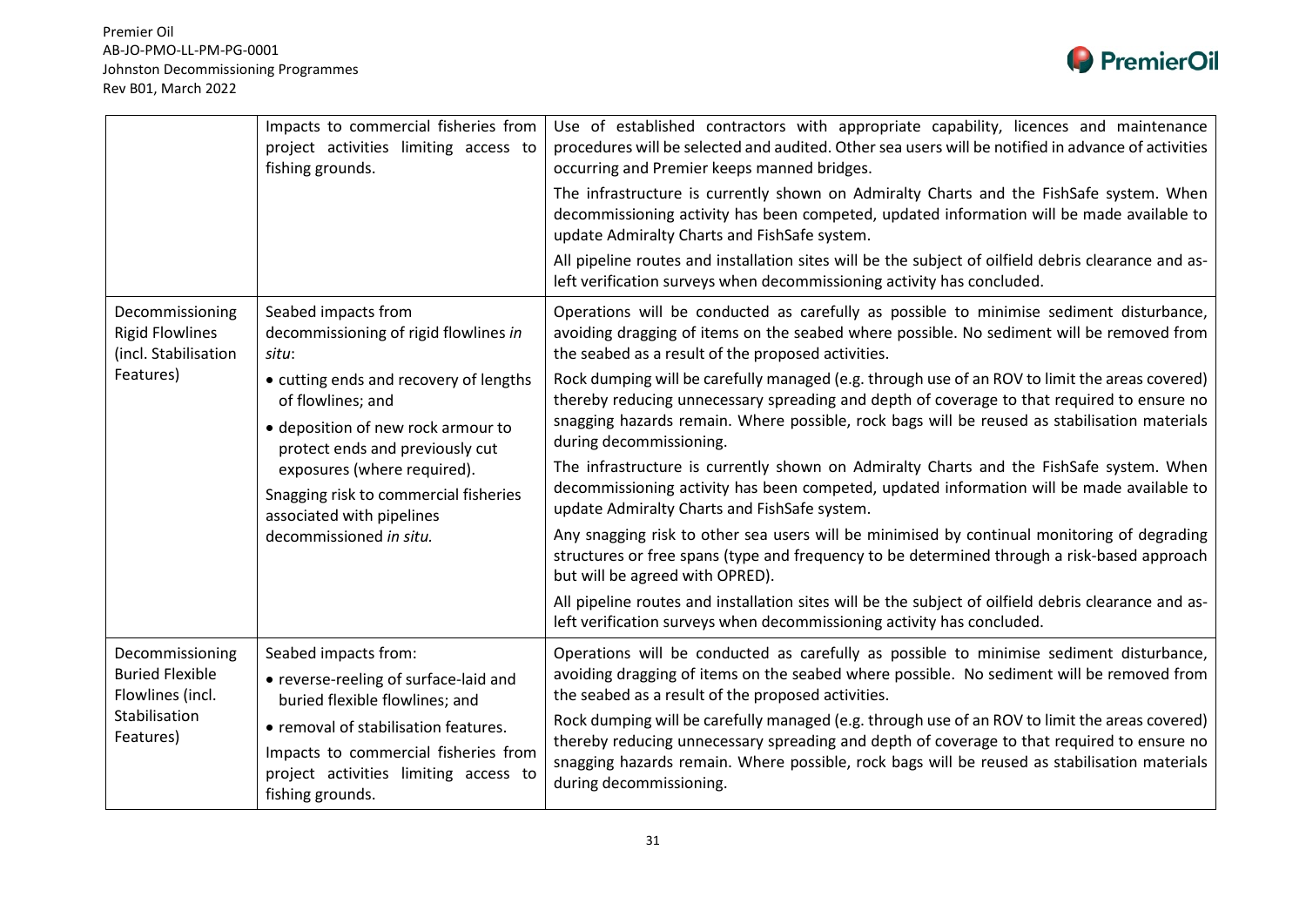| | | |
|---|---|---|
| | Impacts to commercial fisheries from project activities limiting access to fishing grounds. | Use of established contractors with appropriate capability, licences and maintenance procedures will be selected and audited. Other sea users will be notified in advance of activities occurring and Premier keeps manned bridges.<br><br>The infrastructure is currently shown on Admiralty Charts and the FishSafe system. When decommissioning activity has been competed, updated information will be made available to update Admiralty Charts and FishSafe system.<br><br>All pipeline routes and installation sites will be the subject of oilfield debris clearance and as-left verification surveys when decommissioning activity has concluded. |
| Decommissioning Rigid Flowlines (incl. Stabilisation Features) | Seabed impacts from decommissioning of rigid flowlines *in situ*:<br>• cutting ends and recovery of lengths of flowlines; and<br>• deposition of new rock armour to protect ends and previously cut exposures (where required).<br><br>Snagging risk to commercial fisheries associated with pipelines decommissioned *in situ.* | Operations will be conducted as carefully as possible to minimise sediment disturbance, avoiding dragging of items on the seabed where possible. No sediment will be removed from the seabed as a result of the proposed activities.<br><br>Rock dumping will be carefully managed (e.g. through use of an ROV to limit the areas covered) thereby reducing unnecessary spreading and depth of coverage to that required to ensure no snagging hazards remain. Where possible, rock bags will be reused as stabilisation materials during decommissioning.<br><br>The infrastructure is currently shown on Admiralty Charts and the FishSafe system. When decommissioning activity has been competed, updated information will be made available to update Admiralty Charts and FishSafe system.<br><br>Any snagging risk to other sea users will be minimised by continual monitoring of degrading structures or free spans (type and frequency to be determined through a risk-based approach but will be agreed with OPRED).<br><br>All pipeline routes and installation sites will be the subject of oilfield debris clearance and as-left verification surveys when decommissioning activity has concluded. |
| Decommissioning Buried Flexible Flowlines (incl. Stabilisation Features) | Seabed impacts from:<br>• reverse-reeling of surface-laid and buried flexible flowlines; and<br>• removal of stabilisation features.<br><br>Impacts to commercial fisheries from project activities limiting access to fishing grounds. | Operations will be conducted as carefully as possible to minimise sediment disturbance, avoiding dragging of items on the seabed where possible. No sediment will be removed from the seabed as a result of the proposed activities.<br><br>Rock dumping will be carefully managed (e.g. through use of an ROV to limit the areas covered) thereby reducing unnecessary spreading and depth of coverage to that required to ensure no snagging hazards remain. Where possible, rock bags will be reused as stabilisation materials during decommissioning. |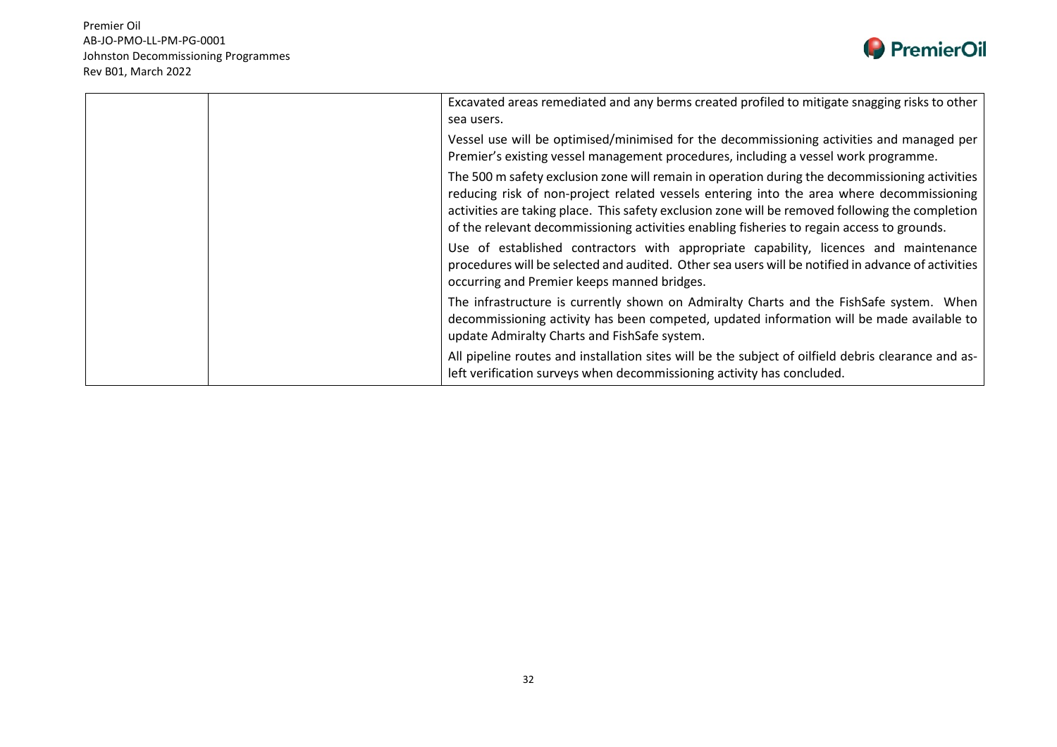| | | |
|---|---|---|
| | | Excavated areas remediated and any berms created profiled to mitigate snagging risks to other sea users.<br><br>Vessel use will be optimised/minimised for the decommissioning activities and managed per Premier's existing vessel management procedures, including a vessel work programme.<br><br>The 500 m safety exclusion zone will remain in operation during the decommissioning activities reducing risk of non-project related vessels entering into the area where decommissioning activities are taking place. This safety exclusion zone will be removed following the completion of the relevant decommissioning activities enabling fisheries to regain access to grounds.<br><br>Use of established contractors with appropriate capability, licences and maintenance procedures will be selected and audited. Other sea users will be notified in advance of activities occurring and Premier keeps manned bridges.<br><br>The infrastructure is currently shown on Admiralty Charts and the FishSafe system. When decommissioning activity has been competed, updated information will be made available to update Admiralty Charts and FishSafe system.<br><br>All pipeline routes and installation sites will be the subject of oilfield debris clearance and as-left verification surveys when decommissioning activity has concluded. |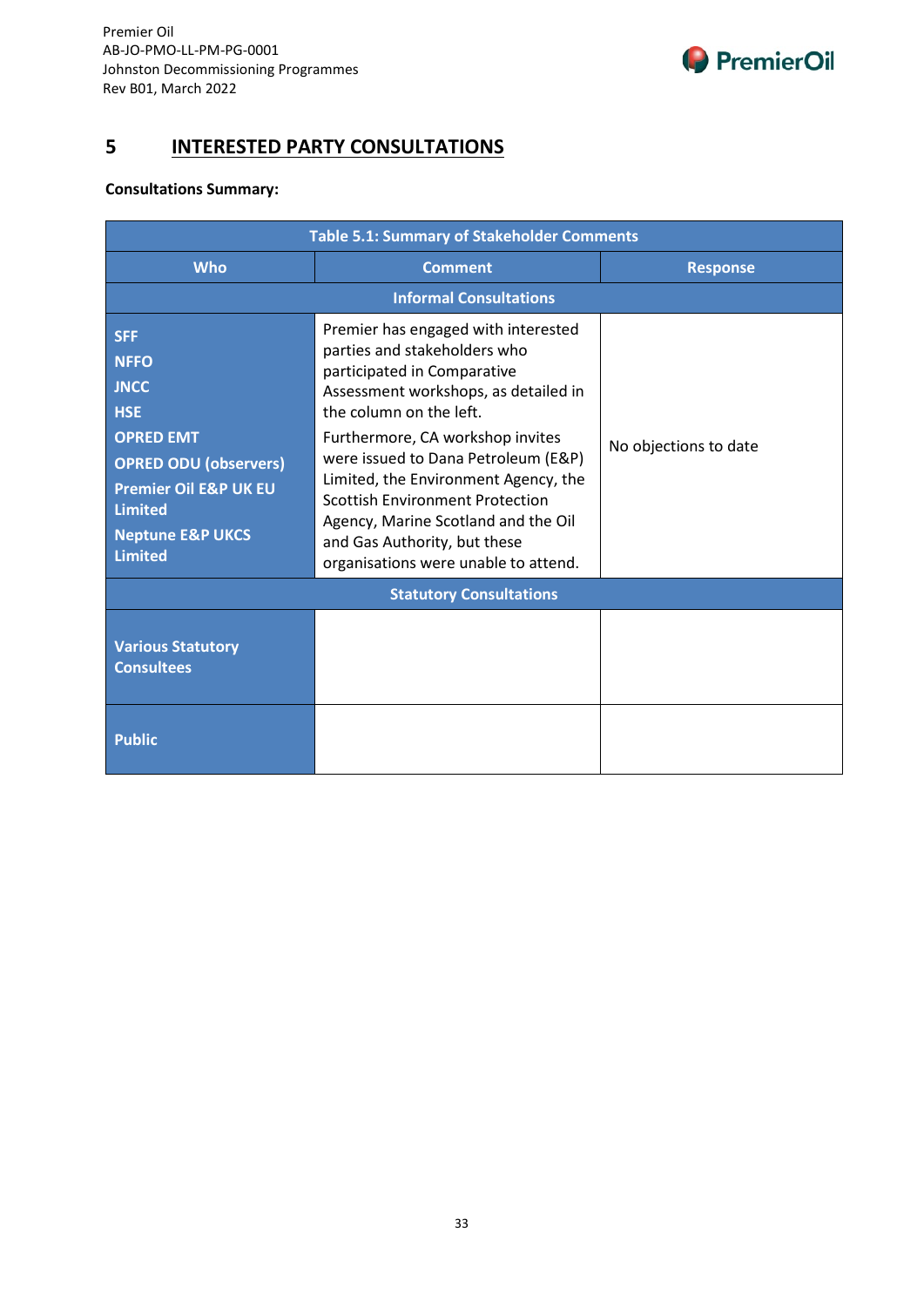# 5 INTERESTED PARTY CONSULTATIONS

**Consultations Summary:**

| Table 5.1: Summary of Stakeholder Comments | | |
|---|---|---|
| **Who** | **Comment** | **Response** |
| **Informal Consultations** | | |
| **SFF**<br>**NFFO**<br>**JNCC**<br>**HSE**<br>**OPRED EMT**<br>**OPRED ODU (observers)**<br>**Premier Oil E&P UK EU Limited**<br>**Neptune E&P UKCS Limited** | Premier has engaged with interested parties and stakeholders who participated in Comparative Assessment workshops, as detailed in the column on the left.<br>Furthermore, CA workshop invites were issued to Dana Petroleum (E&P) Limited, the Environment Agency, the Scottish Environment Protection Agency, Marine Scotland and the Oil and Gas Authority, but these organisations were unable to attend. | No objections to date |
| **Statutory Consultations** | | |
| **Various Statutory Consultees** | | |
| **Public** | | |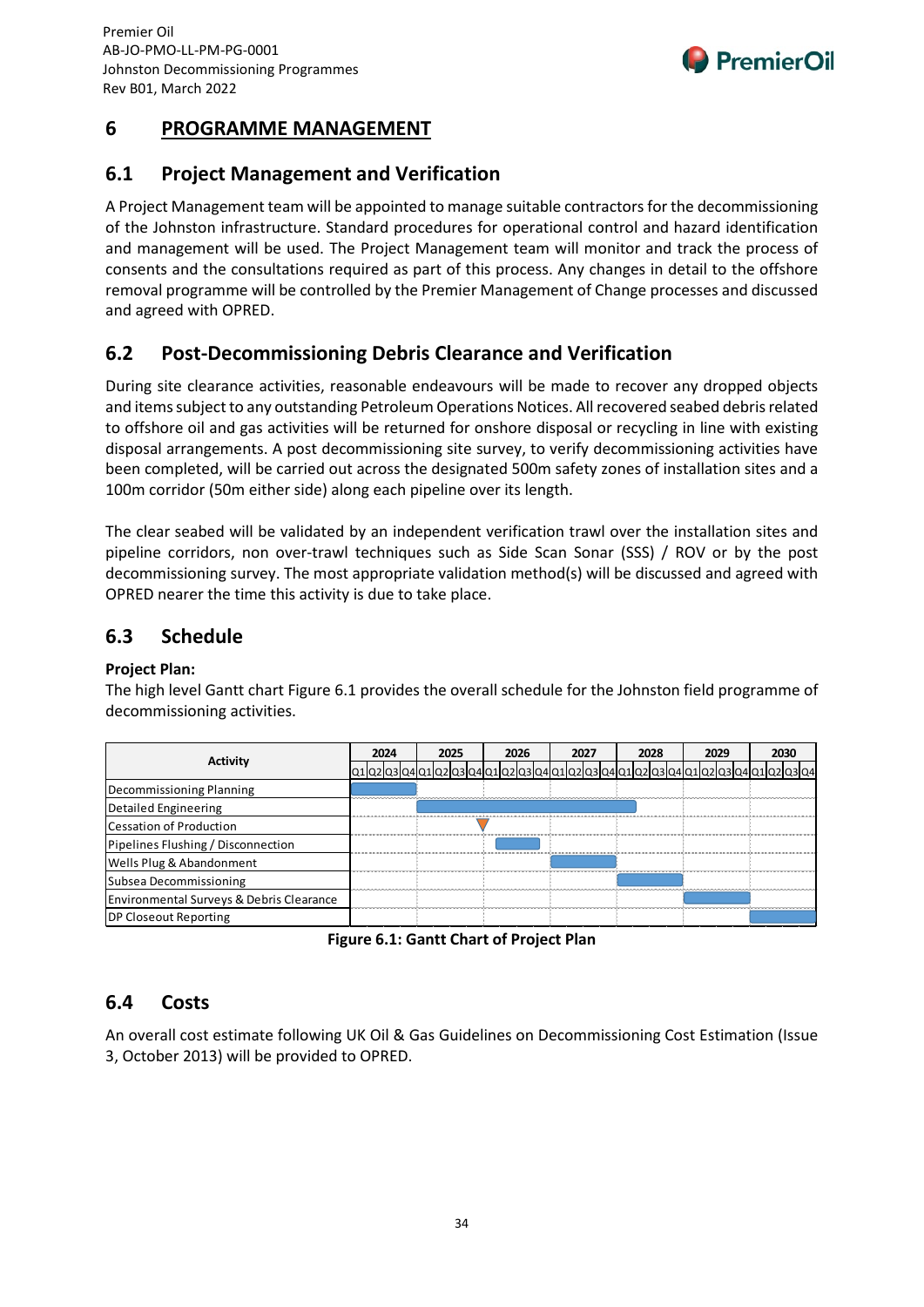# 6 PROGRAMME MANAGEMENT

## 6.1 Project Management and Verification

A Project Management team will be appointed to manage suitable contractors for the decommissioning of the Johnston infrastructure. Standard procedures for operational control and hazard identification and management will be used. The Project Management team will monitor and track the process of consents and the consultations required as part of this process. Any changes in detail to the offshore removal programme will be controlled by the Premier Management of Change processes and discussed and agreed with OPRED.

## 6.2 Post-Decommissioning Debris Clearance and Verification

During site clearance activities, reasonable endeavours will be made to recover any dropped objects and items subject to any outstanding Petroleum Operations Notices. All recovered seabed debris related to offshore oil and gas activities will be returned for onshore disposal or recycling in line with existing disposal arrangements. A post decommissioning site survey, to verify decommissioning activities have been completed, will be carried out across the designated 500m safety zones of installation sites and a 100m corridor (50m either side) along each pipeline over its length.

The clear seabed will be validated by an independent verification trawl over the installation sites and pipeline corridors, non over-trawl techniques such as Side Scan Sonar (SSS) / ROV or by the post decommissioning survey. The most appropriate validation method(s) will be discussed and agreed with OPRED nearer the time this activity is due to take place.

## 6.3 Schedule

**Project Plan:**

The high level Gantt chart Figure 6.1 provides the overall schedule for the Johnston field programme of decommissioning activities.

| Activity | 2024 | 2025 | 2026 | 2027 | 2028 | 2029 | 2030 |
|---|---|---|---|---|---|---|---|
| Decommissioning Planning | Q1–Q4 | | | | | | |
| Detailed Engineering | | Q1–Q4 | Q1–Q4 | Q1–Q4 | Q1 | | |
| Cessation of Production | | | Q1 (milestone) | | | | |
| Pipelines Flushing / Disconnection | | | Q2–Q4 | | | | |
| Wells Plug & Abandonment | | | | Q1–Q4 | | | |
| Subsea Decommissioning | | | | | Q1–Q4 | | |
| Environmental Surveys & Debris Clearance | | | | | | Q1–Q4 | |
| DP Closeout Reporting | | | | | | | Q1–Q4 |

**Figure 6.1: Gantt Chart of Project Plan**

## 6.4 Costs

An overall cost estimate following UK Oil & Gas Guidelines on Decommissioning Cost Estimation (Issue 3, October 2013) will be provided to OPRED.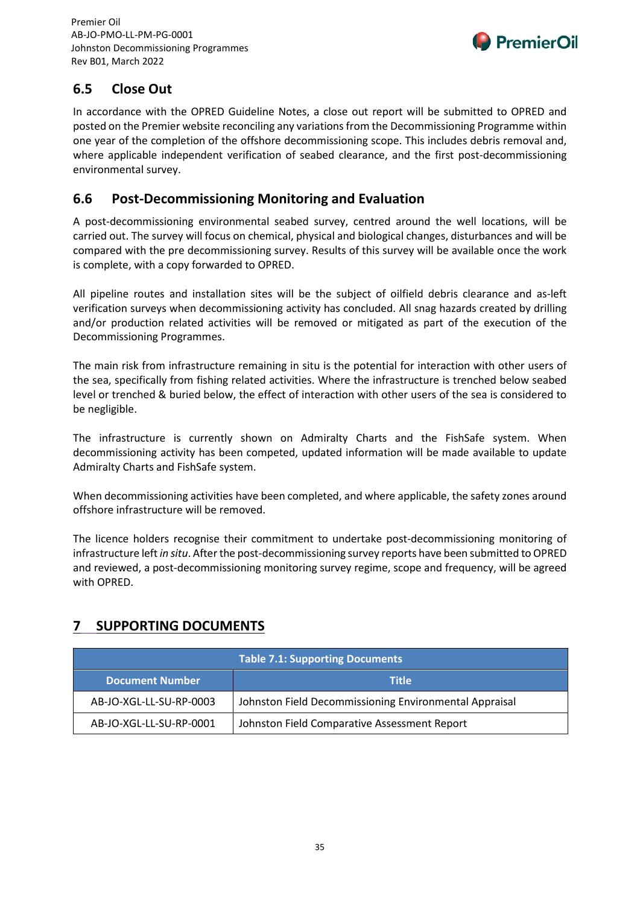## 6.5 Close Out

In accordance with the OPRED Guideline Notes, a close out report will be submitted to OPRED and posted on the Premier website reconciling any variations from the Decommissioning Programme within one year of the completion of the offshore decommissioning scope. This includes debris removal and, where applicable independent verification of seabed clearance, and the first post-decommissioning environmental survey.

## 6.6 Post-Decommissioning Monitoring and Evaluation

A post-decommissioning environmental seabed survey, centred around the well locations, will be carried out. The survey will focus on chemical, physical and biological changes, disturbances and will be compared with the pre decommissioning survey. Results of this survey will be available once the work is complete, with a copy forwarded to OPRED.

All pipeline routes and installation sites will be the subject of oilfield debris clearance and as-left verification surveys when decommissioning activity has concluded. All snag hazards created by drilling and/or production related activities will be removed or mitigated as part of the execution of the Decommissioning Programmes.

The main risk from infrastructure remaining in situ is the potential for interaction with other users of the sea, specifically from fishing related activities. Where the infrastructure is trenched below seabed level or trenched & buried below, the effect of interaction with other users of the sea is considered to be negligible.

The infrastructure is currently shown on Admiralty Charts and the FishSafe system. When decommissioning activity has been competed, updated information will be made available to update Admiralty Charts and FishSafe system.

When decommissioning activities have been completed, and where applicable, the safety zones around offshore infrastructure will be removed.

The licence holders recognise their commitment to undertake post-decommissioning monitoring of infrastructure left *in situ*. After the post-decommissioning survey reports have been submitted to OPRED and reviewed, a post-decommissioning monitoring survey regime, scope and frequency, will be agreed with OPRED.

# 7 SUPPORTING DOCUMENTS

**Table 7.1: Supporting Documents**

| Document Number | Title |
|---|---|
| AB-JO-XGL-LL-SU-RP-0003 | Johnston Field Decommissioning Environmental Appraisal |
| AB-JO-XGL-LL-SU-RP-0001 | Johnston Field Comparative Assessment Report |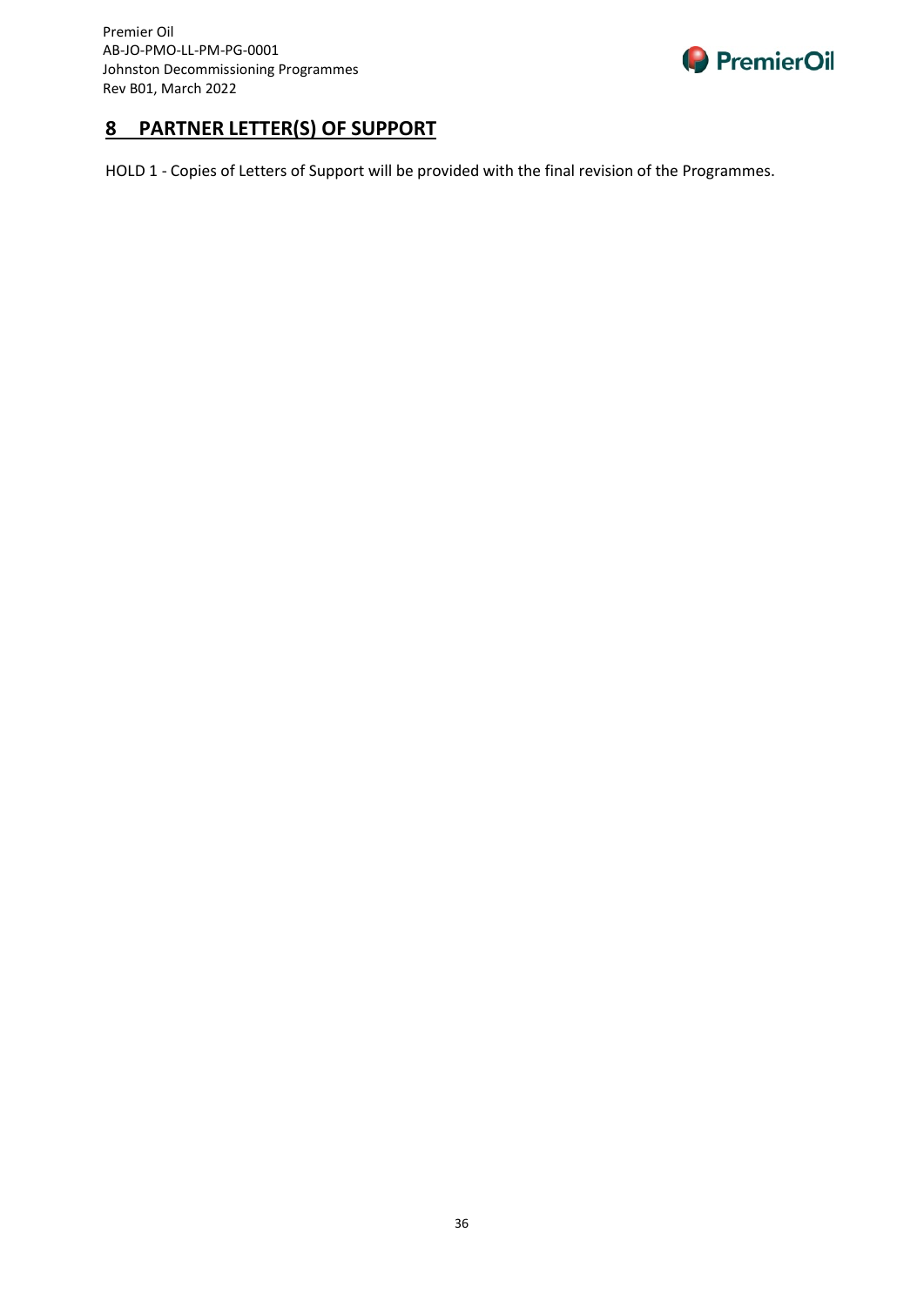## 8 PARTNER LETTER(S) OF SUPPORT

HOLD 1 - Copies of Letters of Support will be provided with the final revision of the Programmes.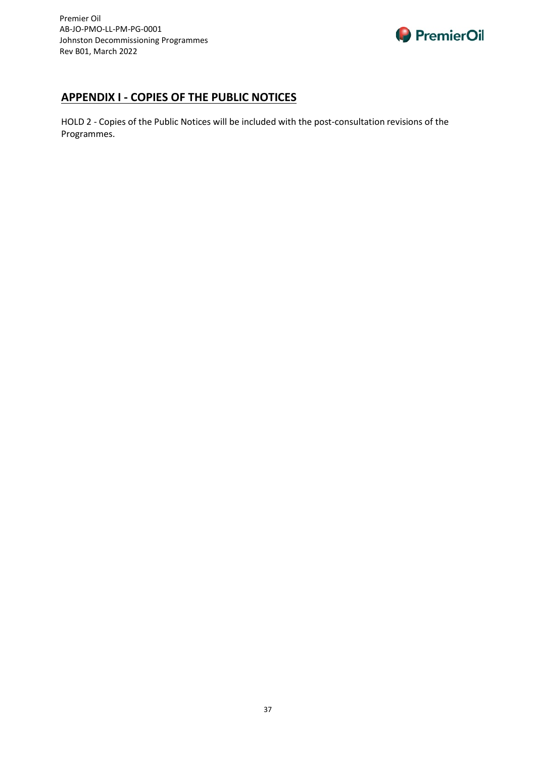## APPENDIX I - COPIES OF THE PUBLIC NOTICES

HOLD 2 - Copies of the Public Notices will be included with the post-consultation revisions of the Programmes.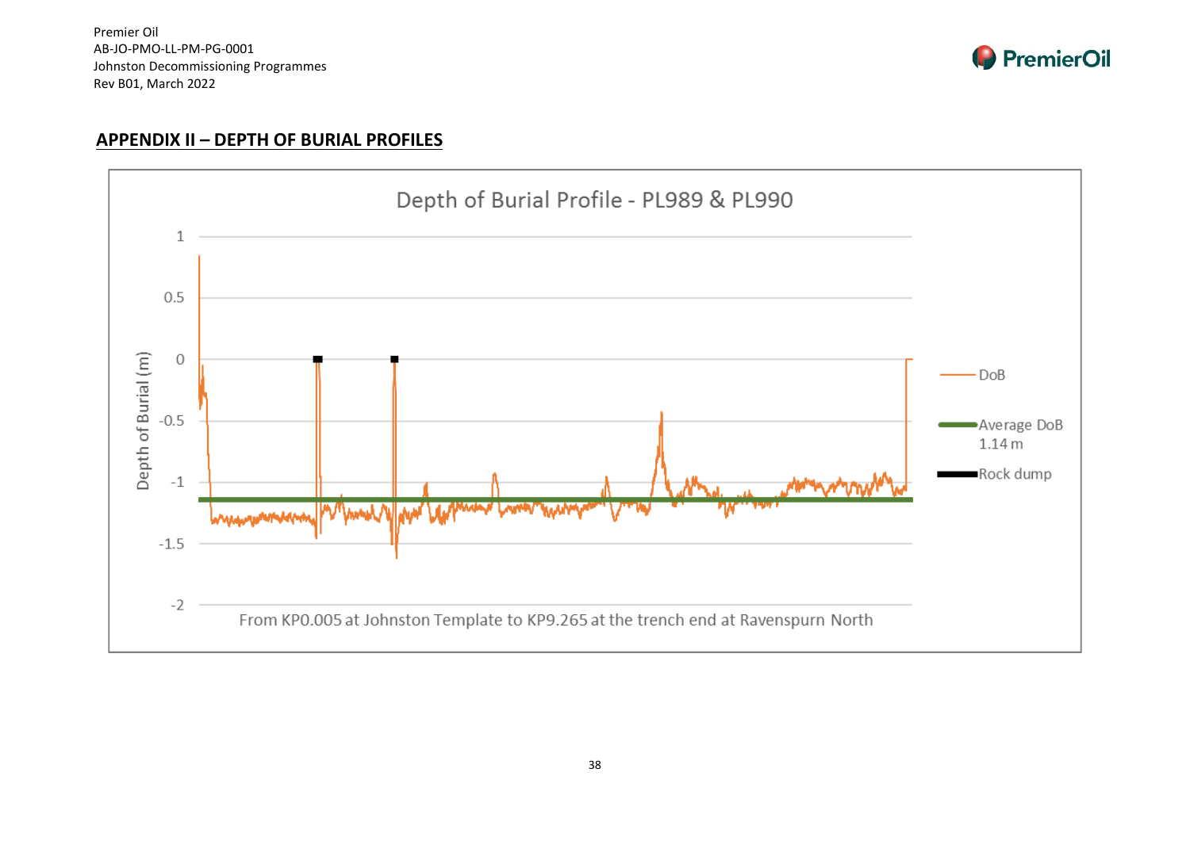## APPENDIX II – DEPTH OF BURIAL PROFILES

Depth of Burial Profile - PL989 & PL990

1
0.5
0
-0.5
-1
-1.5
-2

Depth of Burial (m)

From KP0.005 at Johnston Template to KP9.265 at the trench end at Ravenspurn North

DoB

Average DoB 1.14 m

Rock dump